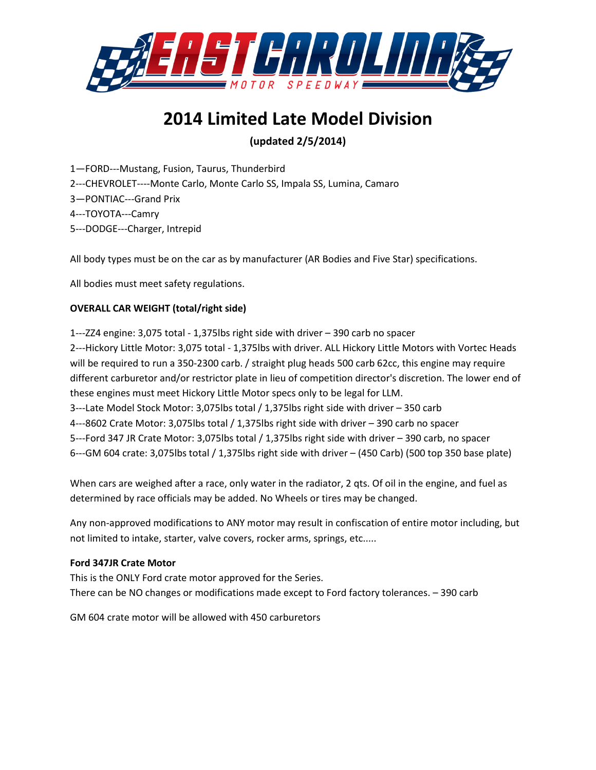# 2014 Limited Late Model Division

**(updated 2/5/2014)**

1—FORD---Mustang, Fusion, Taurus, Thunderbird
2---CHEVROLET----Monte Carlo, Monte Carlo SS, Impala SS, Lumina, Camaro
3—PONTIAC---Grand Prix
4---TOYOTA---Camry
5---DODGE---Charger, Intrepid

All body types must be on the car as by manufacturer (AR Bodies and Five Star) specifications.

All bodies must meet safety regulations.

**OVERALL CAR WEIGHT (total/right side)**

1---ZZ4 engine: 3,075 total - 1,375lbs right side with driver – 390 carb no spacer
2---Hickory Little Motor: 3,075 total - 1,375lbs with driver. ALL Hickory Little Motors with Vortec Heads will be required to run a 350-2300 carb. / straight plug heads 500 carb 62cc, this engine may require different carburetor and/or restrictor plate in lieu of competition director's discretion. The lower end of these engines must meet Hickory Little Motor specs only to be legal for LLM.
3---Late Model Stock Motor: 3,075lbs total / 1,375lbs right side with driver – 350 carb
4---8602 Crate Motor: 3,075lbs total / 1,375lbs right side with driver – 390 carb no spacer
5---Ford 347 JR Crate Motor: 3,075lbs total / 1,375lbs right side with driver – 390 carb, no spacer
6---GM 604 crate: 3,075lbs total / 1,375lbs right side with driver – (450 Carb) (500 top 350 base plate)

When cars are weighed after a race, only water in the radiator, 2 qts. Of oil in the engine, and fuel as determined by race officials may be added. No Wheels or tires may be changed.

Any non-approved modifications to ANY motor may result in confiscation of entire motor including, but not limited to intake, starter, valve covers, rocker arms, springs, etc.....

**Ford 347JR Crate Motor**
This is the ONLY Ford crate motor approved for the Series.
There can be NO changes or modifications made except to Ford factory tolerances. – 390 carb

GM 604 crate motor will be allowed with 450 carburetors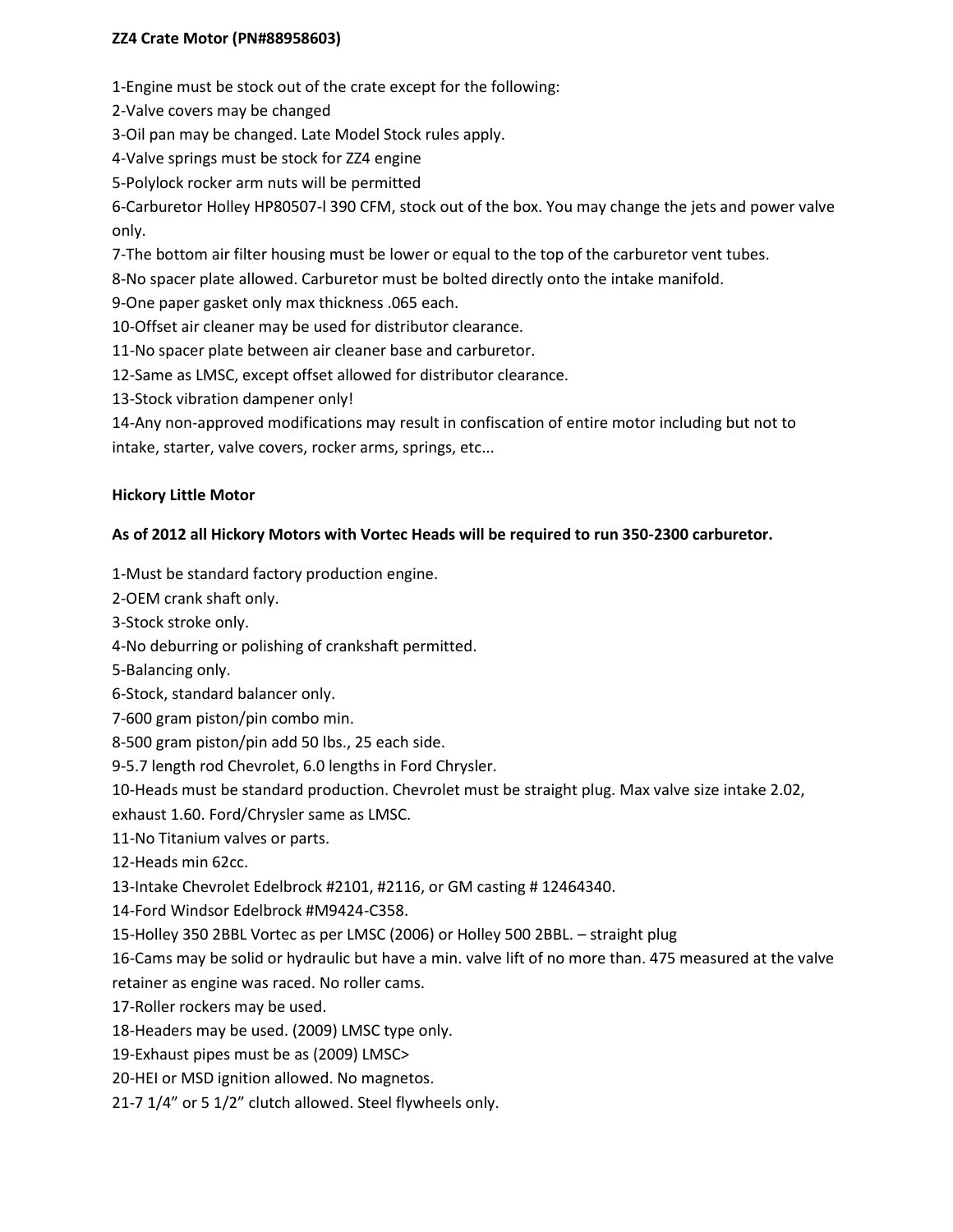**ZZ4 Crate Motor (PN#88958603)**

1-Engine must be stock out of the crate except for the following:
2-Valve covers may be changed
3-Oil pan may be changed. Late Model Stock rules apply.
4-Valve springs must be stock for ZZ4 engine
5-Polylock rocker arm nuts will be permitted
6-Carburetor Holley HP80507-l 390 CFM, stock out of the box. You may change the jets and power valve only.
7-The bottom air filter housing must be lower or equal to the top of the carburetor vent tubes.
8-No spacer plate allowed. Carburetor must be bolted directly onto the intake manifold.
9-One paper gasket only max thickness .065 each.
10-Offset air cleaner may be used for distributor clearance.
11-No spacer plate between air cleaner base and carburetor.
12-Same as LMSC, except offset allowed for distributor clearance.
13-Stock vibration dampener only!
14-Any non-approved modifications may result in confiscation of entire motor including but not to intake, starter, valve covers, rocker arms, springs, etc...

**Hickory Little Motor**

**As of 2012 all Hickory Motors with Vortec Heads will be required to run 350-2300 carburetor.**

1-Must be standard factory production engine.
2-OEM crank shaft only.
3-Stock stroke only.
4-No deburring or polishing of crankshaft permitted.
5-Balancing only.
6-Stock, standard balancer only.
7-600 gram piston/pin combo min.
8-500 gram piston/pin add 50 lbs., 25 each side.
9-5.7 length rod Chevrolet, 6.0 lengths in Ford Chrysler.
10-Heads must be standard production. Chevrolet must be straight plug. Max valve size intake 2.02, exhaust 1.60. Ford/Chrysler same as LMSC.
11-No Titanium valves or parts.
12-Heads min 62cc.
13-Intake Chevrolet Edelbrock #2101, #2116, or GM casting # 12464340.
14-Ford Windsor Edelbrock #M9424-C358.
15-Holley 350 2BBL Vortec as per LMSC (2006) or Holley 500 2BBL. – straight plug
16-Cams may be solid or hydraulic but have a min. valve lift of no more than. 475 measured at the valve retainer as engine was raced. No roller cams.
17-Roller rockers may be used.
18-Headers may be used. (2009) LMSC type only.
19-Exhaust pipes must be as (2009) LMSC>
20-HEI or MSD ignition allowed. No magnetos.
21-7 1/4" or 5 1/2" clutch allowed. Steel flywheels only.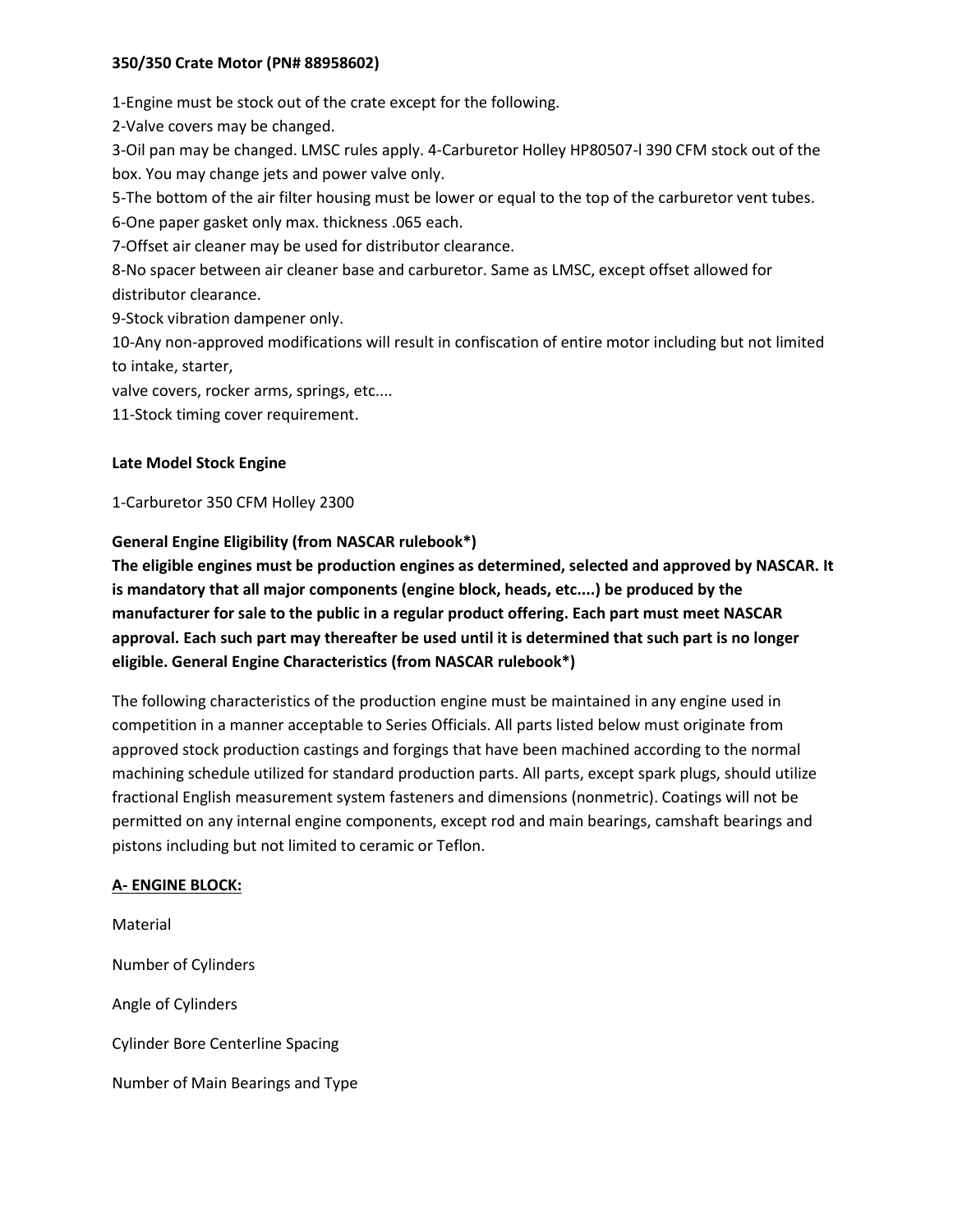**350/350 Crate Motor (PN# 88958602)**

1-Engine must be stock out of the crate except for the following.

2-Valve covers may be changed.

3-Oil pan may be changed. LMSC rules apply. 4-Carburetor Holley HP80507-l 390 CFM stock out of the box. You may change jets and power valve only.

5-The bottom of the air filter housing must be lower or equal to the top of the carburetor vent tubes.

6-One paper gasket only max. thickness .065 each.

7-Offset air cleaner may be used for distributor clearance.

8-No spacer between air cleaner base and carburetor. Same as LMSC, except offset allowed for distributor clearance.

9-Stock vibration dampener only.

10-Any non-approved modifications will result in confiscation of entire motor including but not limited to intake, starter,
valve covers, rocker arms, springs, etc....

11-Stock timing cover requirement.

**Late Model Stock Engine**

1-Carburetor 350 CFM Holley 2300

**General Engine Eligibility (from NASCAR rulebook*)**

**The eligible engines must be production engines as determined, selected and approved by NASCAR. It is mandatory that all major components (engine block, heads, etc....) be produced by the manufacturer for sale to the public in a regular product offering. Each part must meet NASCAR approval. Each such part may thereafter be used until it is determined that such part is no longer eligible. General Engine Characteristics (from NASCAR rulebook*)**

The following characteristics of the production engine must be maintained in any engine used in competition in a manner acceptable to Series Officials. All parts listed below must originate from approved stock production castings and forgings that have been machined according to the normal machining schedule utilized for standard production parts. All parts, except spark plugs, should utilize fractional English measurement system fasteners and dimensions (nonmetric). Coatings will not be permitted on any internal engine components, except rod and main bearings, camshaft bearings and pistons including but not limited to ceramic or Teflon.

**A- ENGINE BLOCK:**

Material

Number of Cylinders

Angle of Cylinders

Cylinder Bore Centerline Spacing

Number of Main Bearings and Type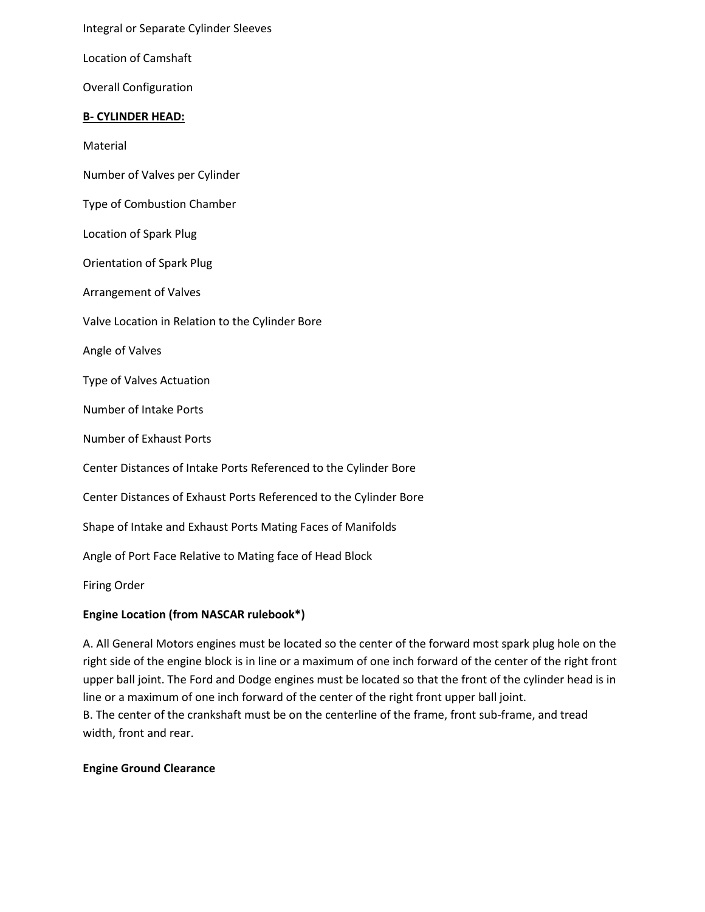Integral or Separate Cylinder Sleeves

Location of Camshaft

Overall Configuration

**B- CYLINDER HEAD:**

Material

Number of Valves per Cylinder

Type of Combustion Chamber

Location of Spark Plug

Orientation of Spark Plug

Arrangement of Valves

Valve Location in Relation to the Cylinder Bore

Angle of Valves

Type of Valves Actuation

Number of Intake Ports

Number of Exhaust Ports

Center Distances of Intake Ports Referenced to the Cylinder Bore

Center Distances of Exhaust Ports Referenced to the Cylinder Bore

Shape of Intake and Exhaust Ports Mating Faces of Manifolds

Angle of Port Face Relative to Mating face of Head Block

Firing Order

**Engine Location (from NASCAR rulebook*)**

A. All General Motors engines must be located so the center of the forward most spark plug hole on the right side of the engine block is in line or a maximum of one inch forward of the center of the right front upper ball joint. The Ford and Dodge engines must be located so that the front of the cylinder head is in line or a maximum of one inch forward of the center of the right front upper ball joint.
B. The center of the crankshaft must be on the centerline of the frame, front sub-frame, and tread width, front and rear.

**Engine Ground Clearance**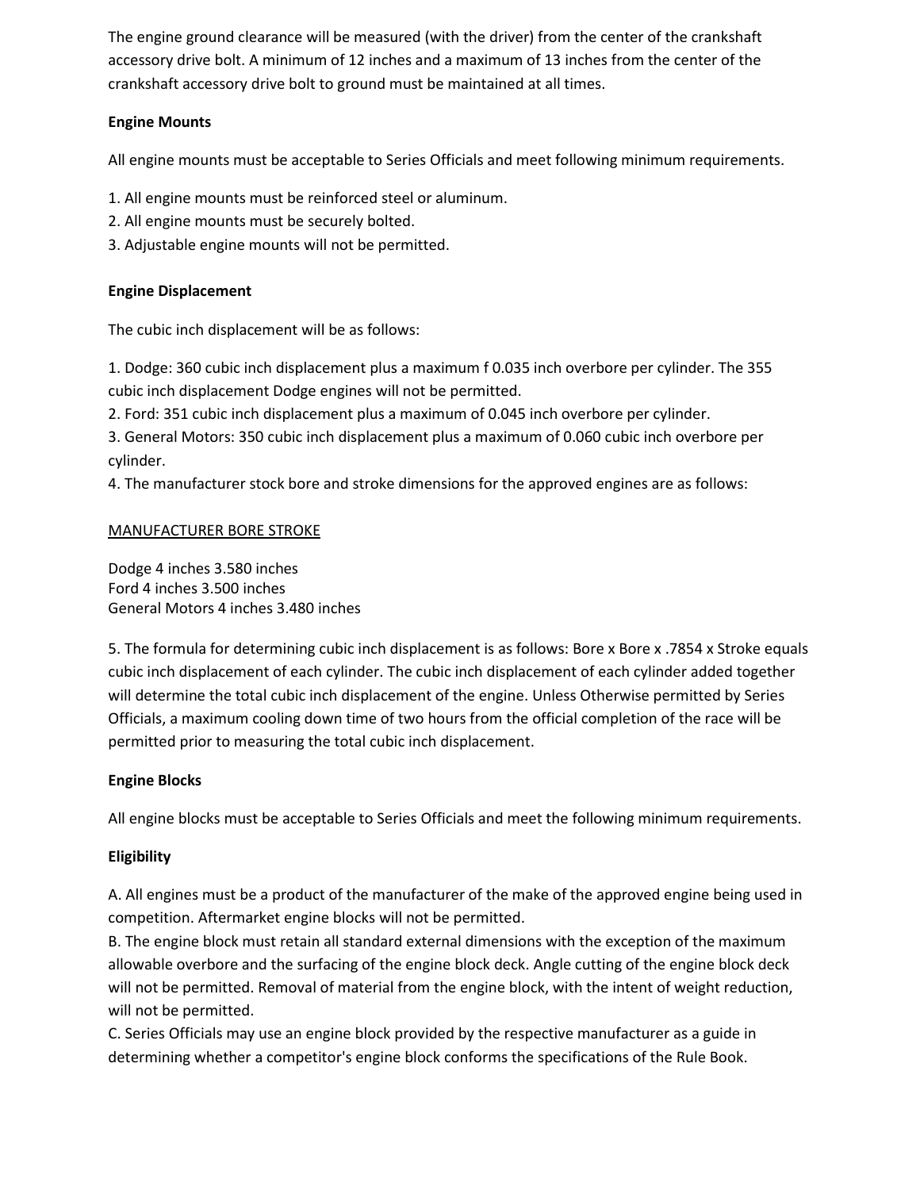The engine ground clearance will be measured (with the driver) from the center of the crankshaft accessory drive bolt. A minimum of 12 inches and a maximum of 13 inches from the center of the crankshaft accessory drive bolt to ground must be maintained at all times.

**Engine Mounts**

All engine mounts must be acceptable to Series Officials and meet following minimum requirements.

1. All engine mounts must be reinforced steel or aluminum.
2. All engine mounts must be securely bolted.
3. Adjustable engine mounts will not be permitted.

**Engine Displacement**

The cubic inch displacement will be as follows:

1. Dodge: 360 cubic inch displacement plus a maximum f 0.035 inch overbore per cylinder. The 355 cubic inch displacement Dodge engines will not be permitted.
2. Ford: 351 cubic inch displacement plus a maximum of 0.045 inch overbore per cylinder.
3. General Motors: 350 cubic inch displacement plus a maximum of 0.060 cubic inch overbore per cylinder.
4. The manufacturer stock bore and stroke dimensions for the approved engines are as follows:

<u>MANUFACTURER BORE STROKE</u>

Dodge 4 inches 3.580 inches
Ford 4 inches 3.500 inches
General Motors 4 inches 3.480 inches

5. The formula for determining cubic inch displacement is as follows: Bore x Bore x .7854 x Stroke equals cubic inch displacement of each cylinder. The cubic inch displacement of each cylinder added together will determine the total cubic inch displacement of the engine. Unless Otherwise permitted by Series Officials, a maximum cooling down time of two hours from the official completion of the race will be permitted prior to measuring the total cubic inch displacement.

**Engine Blocks**

All engine blocks must be acceptable to Series Officials and meet the following minimum requirements.

**Eligibility**

A. All engines must be a product of the manufacturer of the make of the approved engine being used in competition. Aftermarket engine blocks will not be permitted.
B. The engine block must retain all standard external dimensions with the exception of the maximum allowable overbore and the surfacing of the engine block deck. Angle cutting of the engine block deck will not be permitted. Removal of material from the engine block, with the intent of weight reduction, will not be permitted.
C. Series Officials may use an engine block provided by the respective manufacturer as a guide in determining whether a competitor's engine block conforms the specifications of the Rule Book.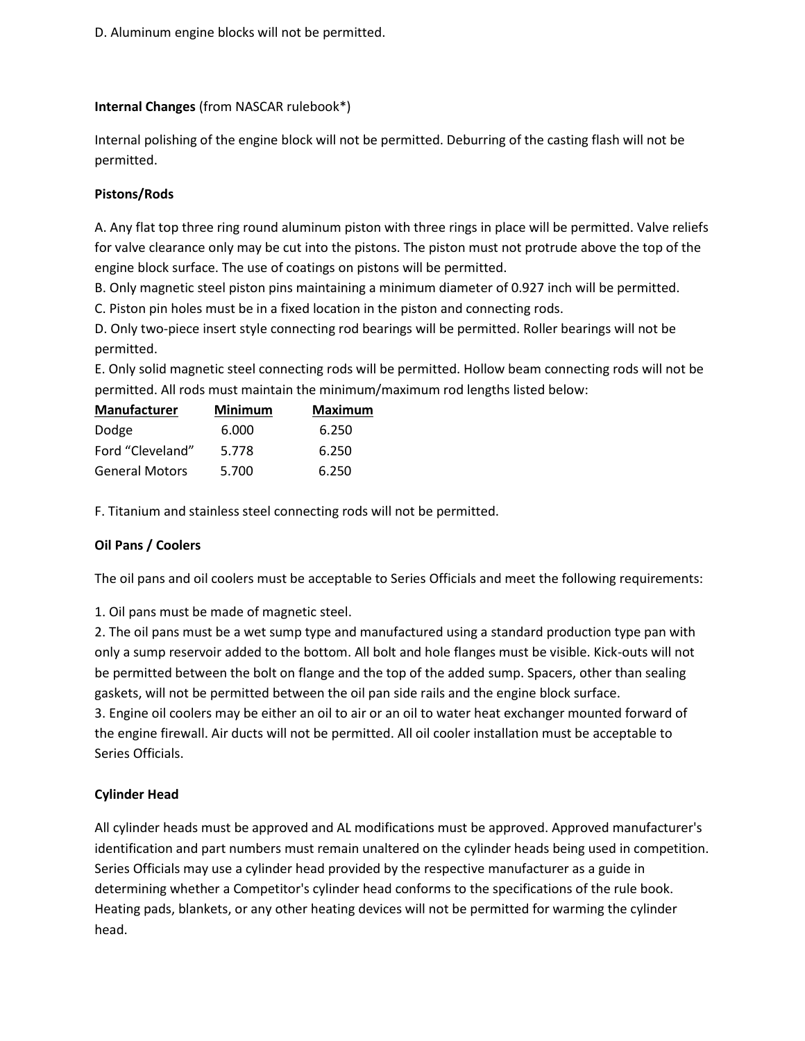D. Aluminum engine blocks will not be permitted.

**Internal Changes** (from NASCAR rulebook*)

Internal polishing of the engine block will not be permitted. Deburring of the casting flash will not be permitted.

**Pistons/Rods**

A. Any flat top three ring round aluminum piston with three rings in place will be permitted. Valve reliefs for valve clearance only may be cut into the pistons. The piston must not protrude above the top of the engine block surface. The use of coatings on pistons will be permitted.
B. Only magnetic steel piston pins maintaining a minimum diameter of 0.927 inch will be permitted.
C. Piston pin holes must be in a fixed location in the piston and connecting rods.
D. Only two-piece insert style connecting rod bearings will be permitted. Roller bearings will not be permitted.
E. Only solid magnetic steel connecting rods will be permitted. Hollow beam connecting rods will not be permitted. All rods must maintain the minimum/maximum rod lengths listed below:

| Manufacturer | Minimum | Maximum |
|---|---|---|
| Dodge | 6.000 | 6.250 |
| Ford "Cleveland" | 5.778 | 6.250 |
| General Motors | 5.700 | 6.250 |

F. Titanium and stainless steel connecting rods will not be permitted.

**Oil Pans / Coolers**

The oil pans and oil coolers must be acceptable to Series Officials and meet the following requirements:

1. Oil pans must be made of magnetic steel.
2. The oil pans must be a wet sump type and manufactured using a standard production type pan with only a sump reservoir added to the bottom. All bolt and hole flanges must be visible. Kick-outs will not be permitted between the bolt on flange and the top of the added sump. Spacers, other than sealing gaskets, will not be permitted between the oil pan side rails and the engine block surface.
3. Engine oil coolers may be either an oil to air or an oil to water heat exchanger mounted forward of the engine firewall. Air ducts will not be permitted. All oil cooler installation must be acceptable to Series Officials.

**Cylinder Head**

All cylinder heads must be approved and AL modifications must be approved. Approved manufacturer's identification and part numbers must remain unaltered on the cylinder heads being used in competition. Series Officials may use a cylinder head provided by the respective manufacturer as a guide in determining whether a Competitor's cylinder head conforms to the specifications of the rule book. Heating pads, blankets, or any other heating devices will not be permitted for warming the cylinder head.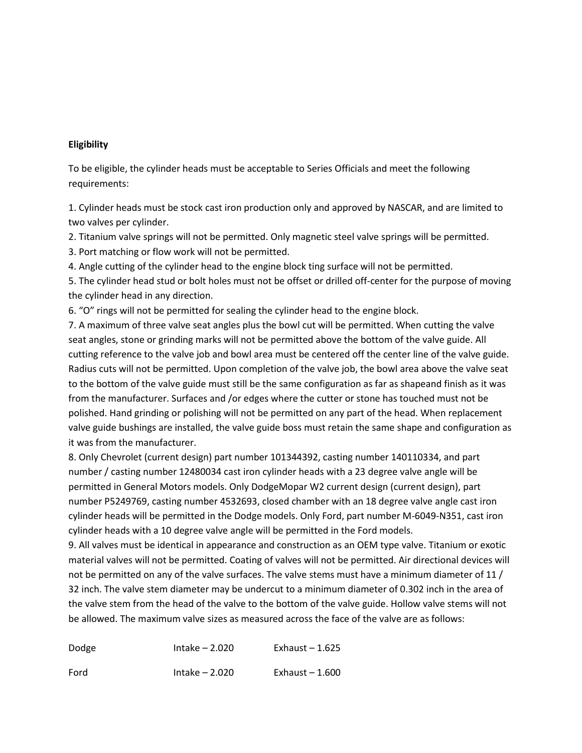**Eligibility**

To be eligible, the cylinder heads must be acceptable to Series Officials and meet the following requirements:

1. Cylinder heads must be stock cast iron production only and approved by NASCAR, and are limited to two valves per cylinder.
2. Titanium valve springs will not be permitted. Only magnetic steel valve springs will be permitted.
3. Port matching or flow work will not be permitted.
4. Angle cutting of the cylinder head to the engine block ting surface will not be permitted.
5. The cylinder head stud or bolt holes must not be offset or drilled off-center for the purpose of moving the cylinder head in any direction.
6. "O" rings will not be permitted for sealing the cylinder head to the engine block.
7. A maximum of three valve seat angles plus the bowl cut will be permitted. When cutting the valve seat angles, stone or grinding marks will not be permitted above the bottom of the valve guide. All cutting reference to the valve job and bowl area must be centered off the center line of the valve guide. Radius cuts will not be permitted. Upon completion of the valve job, the bowl area above the valve seat to the bottom of the valve guide must still be the same configuration as far as shapeand finish as it was from the manufacturer. Surfaces and /or edges where the cutter or stone has touched must not be polished. Hand grinding or polishing will not be permitted on any part of the head. When replacement valve guide bushings are installed, the valve guide boss must retain the same shape and configuration as it was from the manufacturer.
8. Only Chevrolet (current design) part number 101344392, casting number 140110334, and part number / casting number 12480034 cast iron cylinder heads with a 23 degree valve angle will be permitted in General Motors models. Only DodgeMopar W2 current design (current design), part number P5249769, casting number 4532693, closed chamber with an 18 degree valve angle cast iron cylinder heads will be permitted in the Dodge models. Only Ford, part number M-6049-N351, cast iron cylinder heads with a 10 degree valve angle will be permitted in the Ford models.
9. All valves must be identical in appearance and construction as an OEM type valve. Titanium or exotic material valves will not be permitted. Coating of valves will not be permitted. Air directional devices will not be permitted on any of the valve surfaces. The valve stems must have a minimum diameter of 11 / 32 inch. The valve stem diameter may be undercut to a minimum diameter of 0.302 inch in the area of the valve stem from the head of the valve to the bottom of the valve guide. Hollow valve stems will not be allowed. The maximum valve sizes as measured across the face of the valve are as follows:

| | | |
|---|---|---|
| Dodge | Intake – 2.020 | Exhaust – 1.625 |
| Ford | Intake – 2.020 | Exhaust – 1.600 |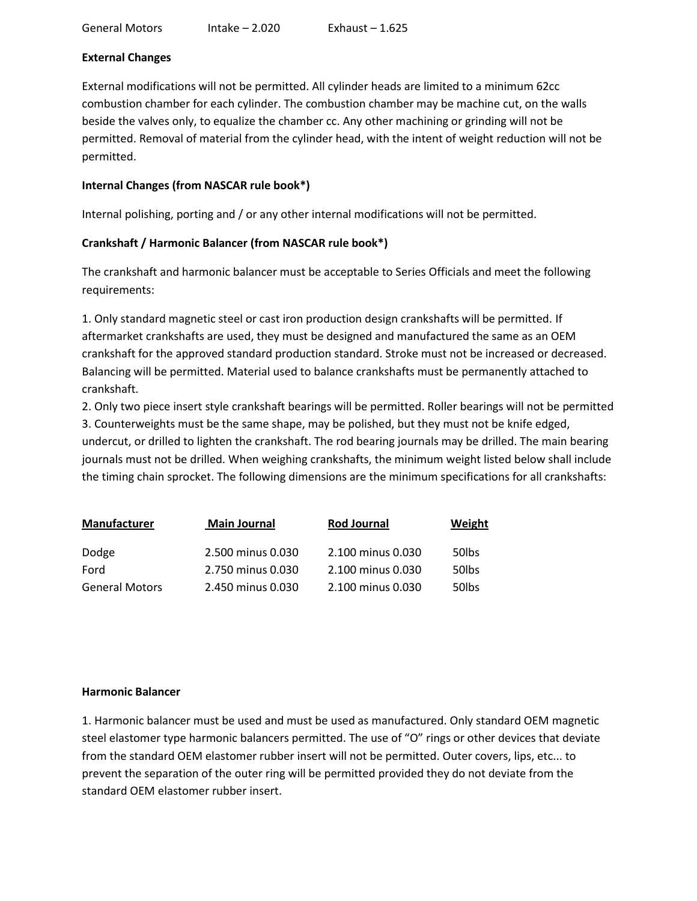| General Motors | Intake – 2.020 | Exhaust – 1.625 |
|---|---|---|

**External Changes**

External modifications will not be permitted. All cylinder heads are limited to a minimum 62cc combustion chamber for each cylinder. The combustion chamber may be machine cut, on the walls beside the valves only, to equalize the chamber cc. Any other machining or grinding will not be permitted. Removal of material from the cylinder head, with the intent of weight reduction will not be permitted.

**Internal Changes (from NASCAR rule book*)**

Internal polishing, porting and / or any other internal modifications will not be permitted.

**Crankshaft / Harmonic Balancer (from NASCAR rule book*)**

The crankshaft and harmonic balancer must be acceptable to Series Officials and meet the following requirements:

1. Only standard magnetic steel or cast iron production design crankshafts will be permitted. If aftermarket crankshafts are used, they must be designed and manufactured the same as an OEM crankshaft for the approved standard production standard. Stroke must not be increased or decreased. Balancing will be permitted. Material used to balance crankshafts must be permanently attached to crankshaft.
2. Only two piece insert style crankshaft bearings will be permitted. Roller bearings will not be permitted
3. Counterweights must be the same shape, may be polished, but they must not be knife edged, undercut, or drilled to lighten the crankshaft. The rod bearing journals may be drilled. The main bearing journals must not be drilled. When weighing crankshafts, the minimum weight listed below shall include the timing chain sprocket. The following dimensions are the minimum specifications for all crankshafts:

| Manufacturer | Main Journal | Rod Journal | Weight |
|---|---|---|---|
| Dodge | 2.500 minus 0.030 | 2.100 minus 0.030 | 50lbs |
| Ford | 2.750 minus 0.030 | 2.100 minus 0.030 | 50lbs |
| General Motors | 2.450 minus 0.030 | 2.100 minus 0.030 | 50lbs |

**Harmonic Balancer**

1. Harmonic balancer must be used and must be used as manufactured. Only standard OEM magnetic steel elastomer type harmonic balancers permitted. The use of "O" rings or other devices that deviate from the standard OEM elastomer rubber insert will not be permitted. Outer covers, lips, etc... to prevent the separation of the outer ring will be permitted provided they do not deviate from the standard OEM elastomer rubber insert.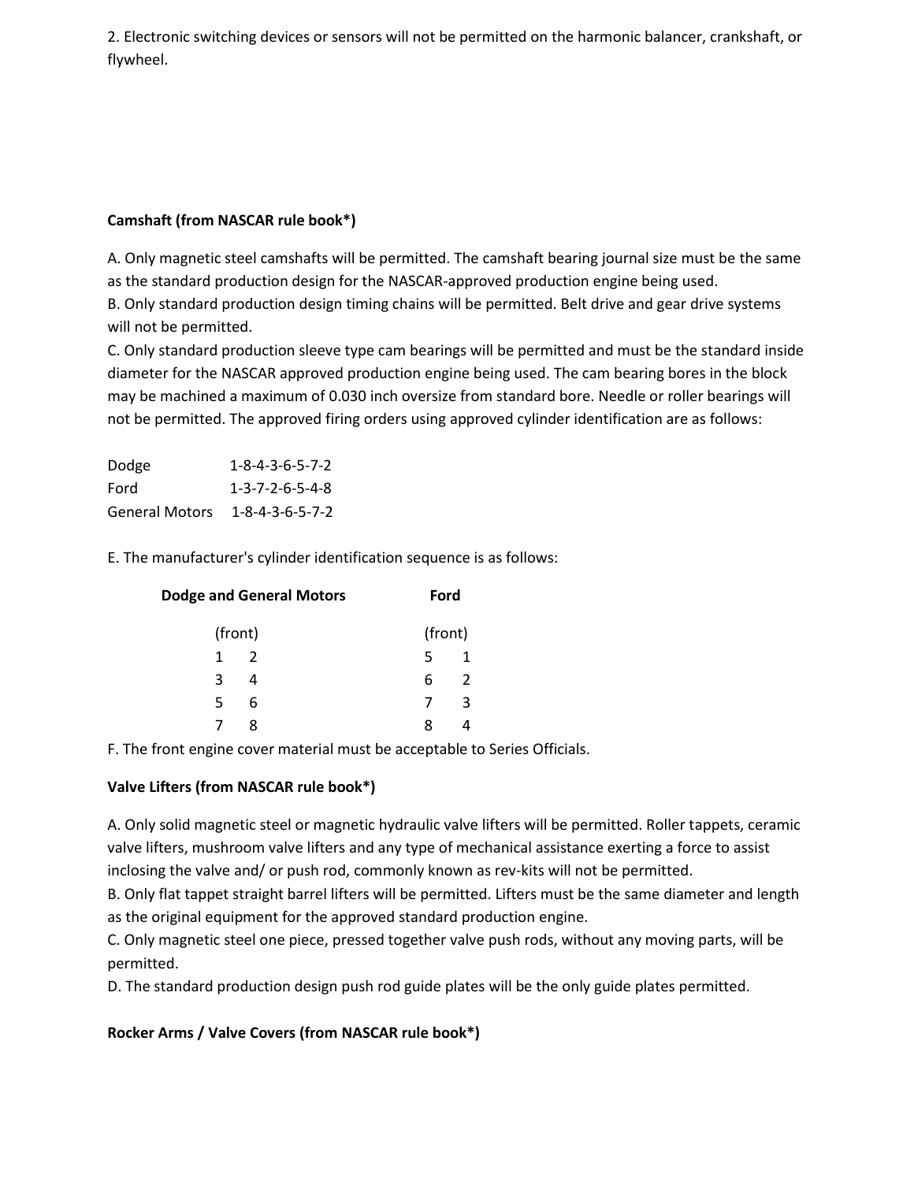2. Electronic switching devices or sensors will not be permitted on the harmonic balancer, crankshaft, or flywheel.

**Camshaft (from NASCAR rule book*)**

A. Only magnetic steel camshafts will be permitted. The camshaft bearing journal size must be the same as the standard production design for the NASCAR-approved production engine being used.
B. Only standard production design timing chains will be permitted. Belt drive and gear drive systems will not be permitted.
C. Only standard production sleeve type cam bearings will be permitted and must be the standard inside diameter for the NASCAR approved production engine being used. The cam bearing bores in the block may be machined a maximum of 0.030 inch oversize from standard bore. Needle or roller bearings will not be permitted. The approved firing orders using approved cylinder identification are as follows:

| | |
|---|---|
| Dodge | 1-8-4-3-6-5-7-2 |
| Ford | 1-3-7-2-6-5-4-8 |
| General Motors | 1-8-4-3-6-5-7-2 |

E. The manufacturer's cylinder identification sequence is as follows:

| Dodge and General Motors | | Ford | |
|---|---|---|---|
| (front) | | (front) | |
| 1 | 2 | 5 | 1 |
| 3 | 4 | 6 | 2 |
| 5 | 6 | 7 | 3 |
| 7 | 8 | 8 | 4 |

F. The front engine cover material must be acceptable to Series Officials.

**Valve Lifters (from NASCAR rule book*)**

A. Only solid magnetic steel or magnetic hydraulic valve lifters will be permitted. Roller tappets, ceramic valve lifters, mushroom valve lifters and any type of mechanical assistance exerting a force to assist inclosing the valve and/ or push rod, commonly known as rev-kits will not be permitted.
B. Only flat tappet straight barrel lifters will be permitted. Lifters must be the same diameter and length as the original equipment for the approved standard production engine.
C. Only magnetic steel one piece, pressed together valve push rods, without any moving parts, will be permitted.
D. The standard production design push rod guide plates will be the only guide plates permitted.

**Rocker Arms / Valve Covers (from NASCAR rule book*)**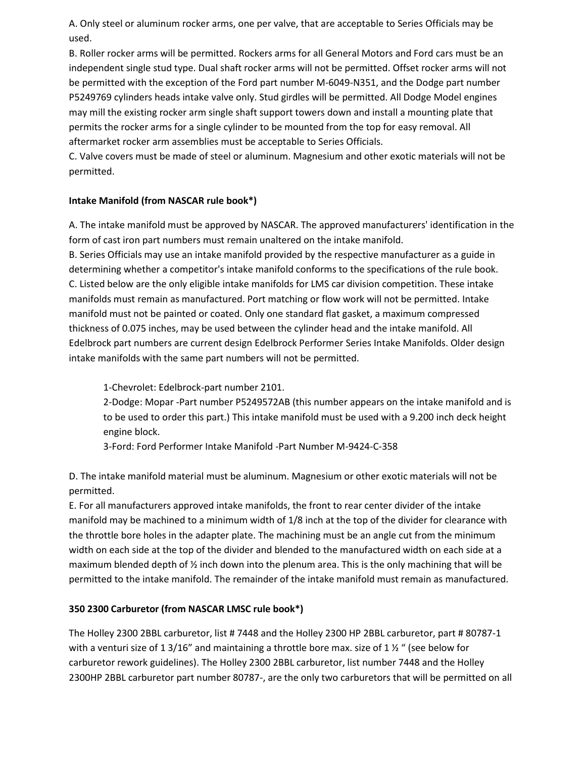A. Only steel or aluminum rocker arms, one per valve, that are acceptable to Series Officials may be used.

B. Roller rocker arms will be permitted. Rockers arms for all General Motors and Ford cars must be an independent single stud type. Dual shaft rocker arms will not be permitted. Offset rocker arms will not be permitted with the exception of the Ford part number M-6049-N351, and the Dodge part number P5249769 cylinders heads intake valve only. Stud girdles will be permitted. All Dodge Model engines may mill the existing rocker arm single shaft support towers down and install a mounting plate that permits the rocker arms for a single cylinder to be mounted from the top for easy removal. All aftermarket rocker arm assemblies must be acceptable to Series Officials.

C. Valve covers must be made of steel or aluminum. Magnesium and other exotic materials will not be permitted.

**Intake Manifold (from NASCAR rule book*)**

A. The intake manifold must be approved by NASCAR. The approved manufacturers' identification in the form of cast iron part numbers must remain unaltered on the intake manifold.

B. Series Officials may use an intake manifold provided by the respective manufacturer as a guide in determining whether a competitor's intake manifold conforms to the specifications of the rule book.

C. Listed below are the only eligible intake manifolds for LMS car division competition. These intake manifolds must remain as manufactured. Port matching or flow work will not be permitted. Intake manifold must not be painted or coated. Only one standard flat gasket, a maximum compressed thickness of 0.075 inches, may be used between the cylinder head and the intake manifold. All Edelbrock part numbers are current design Edelbrock Performer Series Intake Manifolds. Older design intake manifolds with the same part numbers will not be permitted.

> 1-Chevrolet: Edelbrock-part number 2101.
>
> 2-Dodge: Mopar -Part number P5249572AB (this number appears on the intake manifold and is to be used to order this part.) This intake manifold must be used with a 9.200 inch deck height engine block.
>
> 3-Ford: Ford Performer Intake Manifold -Part Number M-9424-C-358

D. The intake manifold material must be aluminum. Magnesium or other exotic materials will not be permitted.

E. For all manufacturers approved intake manifolds, the front to rear center divider of the intake manifold may be machined to a minimum width of 1/8 inch at the top of the divider for clearance with the throttle bore holes in the adapter plate. The machining must be an angle cut from the minimum width on each side at the top of the divider and blended to the manufactured width on each side at a maximum blended depth of ½ inch down into the plenum area. This is the only machining that will be permitted to the intake manifold. The remainder of the intake manifold must remain as manufactured.

**350 2300 Carburetor (from NASCAR LMSC rule book*)**

The Holley 2300 2BBL carburetor, list # 7448 and the Holley 2300 HP 2BBL carburetor, part # 80787-1 with a venturi size of 1 3/16" and maintaining a throttle bore max. size of 1 ½ " (see below for carburetor rework guidelines). The Holley 2300 2BBL carburetor, list number 7448 and the Holley 2300HP 2BBL carburetor part number 80787-, are the only two carburetors that will be permitted on all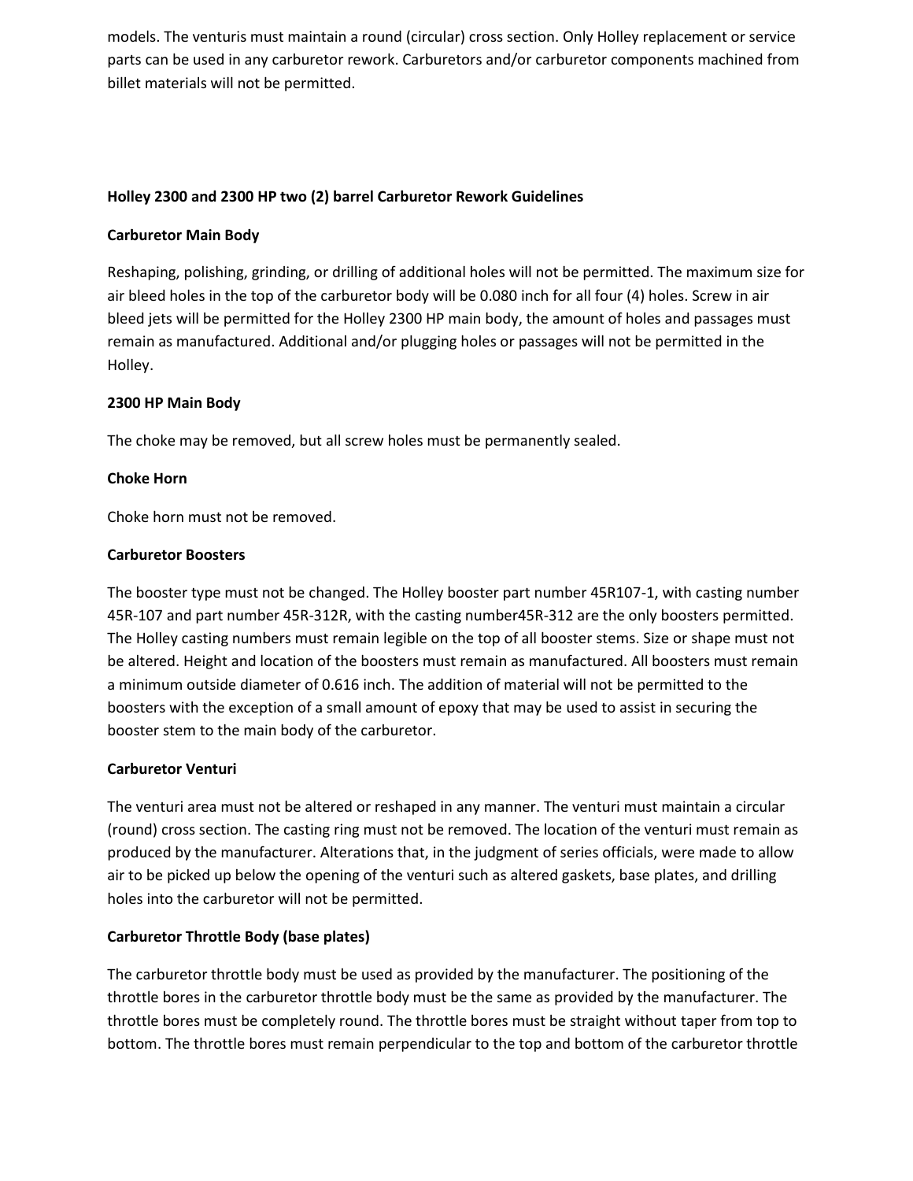models. The venturis must maintain a round (circular) cross section. Only Holley replacement or service parts can be used in any carburetor rework. Carburetors and/or carburetor components machined from billet materials will not be permitted.

**Holley 2300 and 2300 HP two (2) barrel Carburetor Rework Guidelines**

**Carburetor Main Body**

Reshaping, polishing, grinding, or drilling of additional holes will not be permitted. The maximum size for air bleed holes in the top of the carburetor body will be 0.080 inch for all four (4) holes. Screw in air bleed jets will be permitted for the Holley 2300 HP main body, the amount of holes and passages must remain as manufactured. Additional and/or plugging holes or passages will not be permitted in the Holley.

**2300 HP Main Body**

The choke may be removed, but all screw holes must be permanently sealed.

**Choke Horn**

Choke horn must not be removed.

**Carburetor Boosters**

The booster type must not be changed. The Holley booster part number 45R107-1, with casting number 45R-107 and part number 45R-312R, with the casting number45R-312 are the only boosters permitted. The Holley casting numbers must remain legible on the top of all booster stems. Size or shape must not be altered. Height and location of the boosters must remain as manufactured. All boosters must remain a minimum outside diameter of 0.616 inch. The addition of material will not be permitted to the boosters with the exception of a small amount of epoxy that may be used to assist in securing the booster stem to the main body of the carburetor.

**Carburetor Venturi**

The venturi area must not be altered or reshaped in any manner. The venturi must maintain a circular (round) cross section. The casting ring must not be removed. The location of the venturi must remain as produced by the manufacturer. Alterations that, in the judgment of series officials, were made to allow air to be picked up below the opening of the venturi such as altered gaskets, base plates, and drilling holes into the carburetor will not be permitted.

**Carburetor Throttle Body (base plates)**

The carburetor throttle body must be used as provided by the manufacturer. The positioning of the throttle bores in the carburetor throttle body must be the same as provided by the manufacturer. The throttle bores must be completely round. The throttle bores must be straight without taper from top to bottom. The throttle bores must remain perpendicular to the top and bottom of the carburetor throttle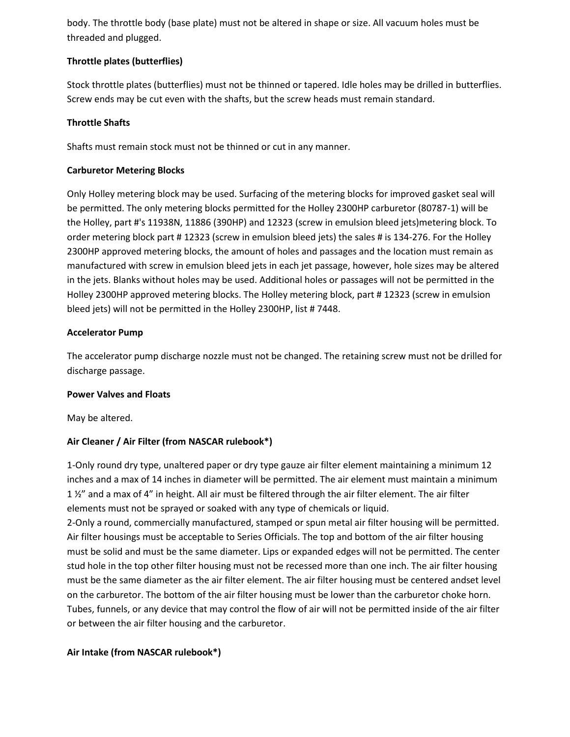body. The throttle body (base plate) must not be altered in shape or size. All vacuum holes must be threaded and plugged.

**Throttle plates (butterflies)**

Stock throttle plates (butterflies) must not be thinned or tapered. Idle holes may be drilled in butterflies. Screw ends may be cut even with the shafts, but the screw heads must remain standard.

**Throttle Shafts**

Shafts must remain stock must not be thinned or cut in any manner.

**Carburetor Metering Blocks**

Only Holley metering block may be used. Surfacing of the metering blocks for improved gasket seal will be permitted. The only metering blocks permitted for the Holley 2300HP carburetor (80787-1) will be the Holley, part #'s 11938N, 11886 (390HP) and 12323 (screw in emulsion bleed jets)metering block. To order metering block part # 12323 (screw in emulsion bleed jets) the sales # is 134-276. For the Holley 2300HP approved metering blocks, the amount of holes and passages and the location must remain as manufactured with screw in emulsion bleed jets in each jet passage, however, hole sizes may be altered in the jets. Blanks without holes may be used. Additional holes or passages will not be permitted in the Holley 2300HP approved metering blocks. The Holley metering block, part # 12323 (screw in emulsion bleed jets) will not be permitted in the Holley 2300HP, list # 7448.

**Accelerator Pump**

The accelerator pump discharge nozzle must not be changed. The retaining screw must not be drilled for discharge passage.

**Power Valves and Floats**

May be altered.

**Air Cleaner / Air Filter (from NASCAR rulebook*)**

1-Only round dry type, unaltered paper or dry type gauze air filter element maintaining a minimum 12 inches and a max of 14 inches in diameter will be permitted. The air element must maintain a minimum 1 ½" and a max of 4" in height. All air must be filtered through the air filter element. The air filter elements must not be sprayed or soaked with any type of chemicals or liquid.
2-Only a round, commercially manufactured, stamped or spun metal air filter housing will be permitted. Air filter housings must be acceptable to Series Officials. The top and bottom of the air filter housing must be solid and must be the same diameter. Lips or expanded edges will not be permitted. The center stud hole in the top other filter housing must not be recessed more than one inch. The air filter housing must be the same diameter as the air filter element. The air filter housing must be centered andset level on the carburetor. The bottom of the air filter housing must be lower than the carburetor choke horn. Tubes, funnels, or any device that may control the flow of air will not be permitted inside of the air filter or between the air filter housing and the carburetor.

**Air Intake (from NASCAR rulebook*)**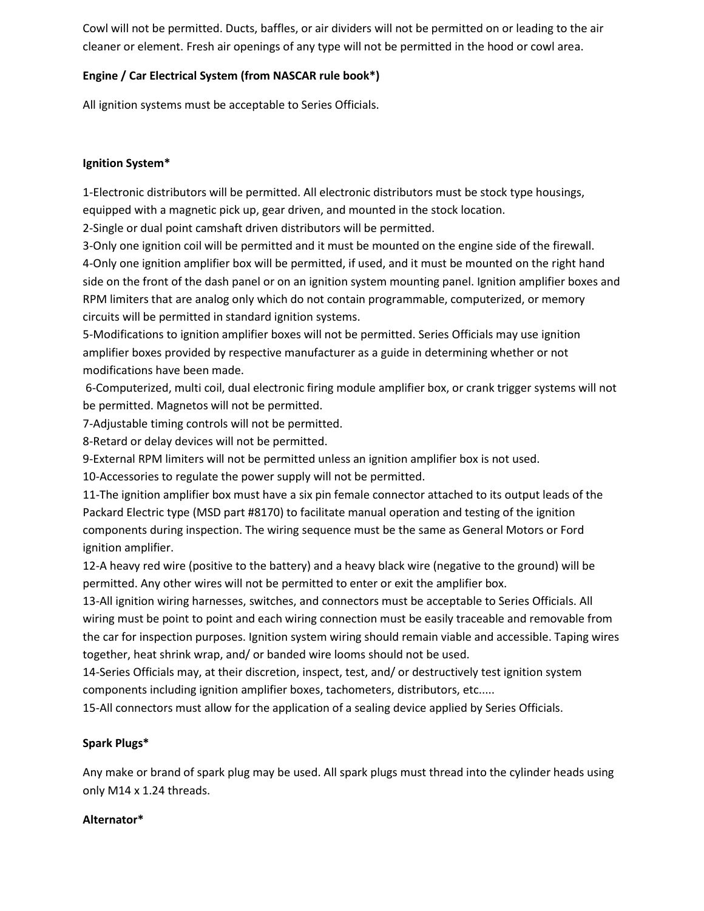Cowl will not be permitted. Ducts, baffles, or air dividers will not be permitted on or leading to the air cleaner or element. Fresh air openings of any type will not be permitted in the hood or cowl area.

**Engine / Car Electrical System (from NASCAR rule book*)**

All ignition systems must be acceptable to Series Officials.

**Ignition System***

1-Electronic distributors will be permitted. All electronic distributors must be stock type housings, equipped with a magnetic pick up, gear driven, and mounted in the stock location.
2-Single or dual point camshaft driven distributors will be permitted.
3-Only one ignition coil will be permitted and it must be mounted on the engine side of the firewall.
4-Only one ignition amplifier box will be permitted, if used, and it must be mounted on the right hand side on the front of the dash panel or on an ignition system mounting panel. Ignition amplifier boxes and RPM limiters that are analog only which do not contain programmable, computerized, or memory circuits will be permitted in standard ignition systems.
5-Modifications to ignition amplifier boxes will not be permitted. Series Officials may use ignition amplifier boxes provided by respective manufacturer as a guide in determining whether or not modifications have been made.
6-Computerized, multi coil, dual electronic firing module amplifier box, or crank trigger systems will not be permitted. Magnetos will not be permitted.
7-Adjustable timing controls will not be permitted.
8-Retard or delay devices will not be permitted.
9-External RPM limiters will not be permitted unless an ignition amplifier box is not used.
10-Accessories to regulate the power supply will not be permitted.
11-The ignition amplifier box must have a six pin female connector attached to its output leads of the Packard Electric type (MSD part #8170) to facilitate manual operation and testing of the ignition components during inspection. The wiring sequence must be the same as General Motors or Ford ignition amplifier.
12-A heavy red wire (positive to the battery) and a heavy black wire (negative to the ground) will be permitted. Any other wires will not be permitted to enter or exit the amplifier box.
13-All ignition wiring harnesses, switches, and connectors must be acceptable to Series Officials. All wiring must be point to point and each wiring connection must be easily traceable and removable from the car for inspection purposes. Ignition system wiring should remain viable and accessible. Taping wires together, heat shrink wrap, and/ or banded wire looms should not be used.
14-Series Officials may, at their discretion, inspect, test, and/ or destructively test ignition system components including ignition amplifier boxes, tachometers, distributors, etc.....
15-All connectors must allow for the application of a sealing device applied by Series Officials.

**Spark Plugs***

Any make or brand of spark plug may be used. All spark plugs must thread into the cylinder heads using only M14 x 1.24 threads.

**Alternator***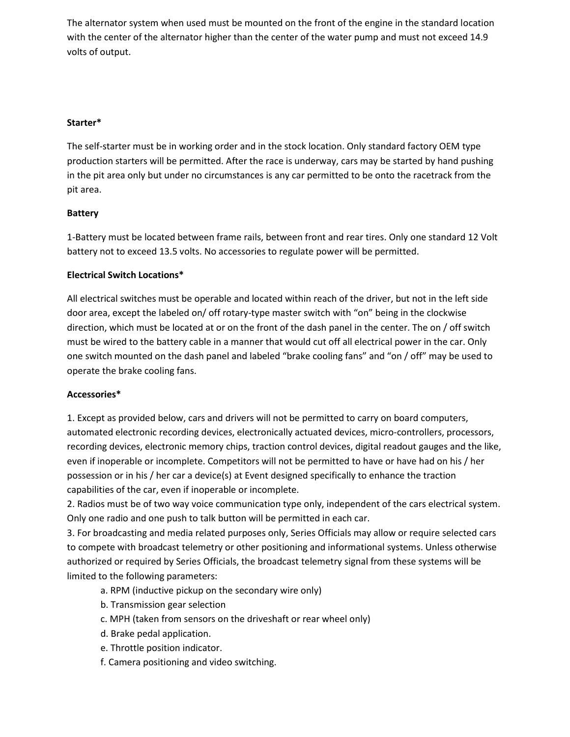The alternator system when used must be mounted on the front of the engine in the standard location with the center of the alternator higher than the center of the water pump and must not exceed 14.9 volts of output.

**Starter***

The self-starter must be in working order and in the stock location. Only standard factory OEM type production starters will be permitted. After the race is underway, cars may be started by hand pushing in the pit area only but under no circumstances is any car permitted to be onto the racetrack from the pit area.

**Battery**

1-Battery must be located between frame rails, between front and rear tires. Only one standard 12 Volt battery not to exceed 13.5 volts. No accessories to regulate power will be permitted.

**Electrical Switch Locations***

All electrical switches must be operable and located within reach of the driver, but not in the left side door area, except the labeled on/ off rotary-type master switch with "on" being in the clockwise direction, which must be located at or on the front of the dash panel in the center. The on / off switch must be wired to the battery cable in a manner that would cut off all electrical power in the car. Only one switch mounted on the dash panel and labeled "brake cooling fans" and "on / off" may be used to operate the brake cooling fans.

**Accessories***

1. Except as provided below, cars and drivers will not be permitted to carry on board computers, automated electronic recording devices, electronically actuated devices, micro-controllers, processors, recording devices, electronic memory chips, traction control devices, digital readout gauges and the like, even if inoperable or incomplete. Competitors will not be permitted to have or have had on his / her possession or in his / her car a device(s) at Event designed specifically to enhance the traction capabilities of the car, even if inoperable or incomplete.
2. Radios must be of two way voice communication type only, independent of the cars electrical system. Only one radio and one push to talk button will be permitted in each car.
3. For broadcasting and media related purposes only, Series Officials may allow or require selected cars to compete with broadcast telemetry or other positioning and informational systems. Unless otherwise authorized or required by Series Officials, the broadcast telemetry signal from these systems will be limited to the following parameters:
    a. RPM (inductive pickup on the secondary wire only)
    b. Transmission gear selection
    c. MPH (taken from sensors on the driveshaft or rear wheel only)
    d. Brake pedal application.
    e. Throttle position indicator.
    f. Camera positioning and video switching.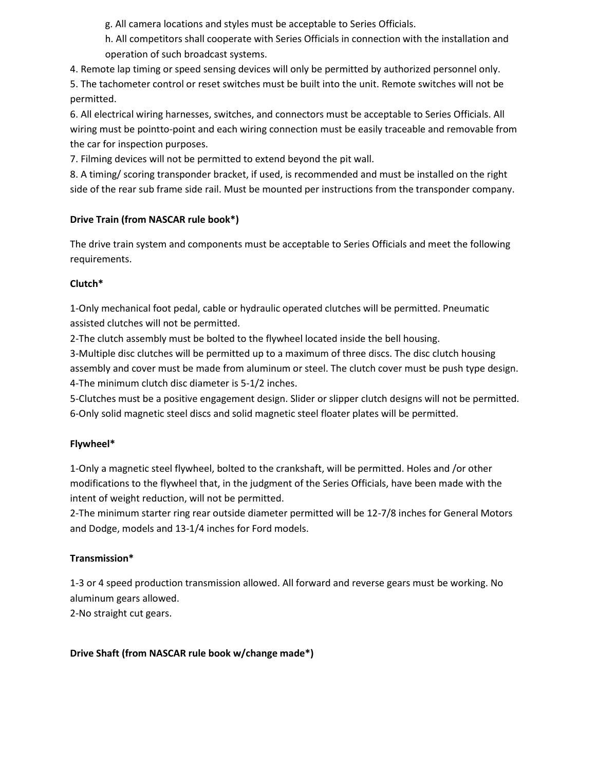g. All camera locations and styles must be acceptable to Series Officials.

h. All competitors shall cooperate with Series Officials in connection with the installation and operation of such broadcast systems.

4. Remote lap timing or speed sensing devices will only be permitted by authorized personnel only.
5. The tachometer control or reset switches must be built into the unit. Remote switches will not be permitted.
6. All electrical wiring harnesses, switches, and connectors must be acceptable to Series Officials. All wiring must be pointto-point and each wiring connection must be easily traceable and removable from the car for inspection purposes.
7. Filming devices will not be permitted to extend beyond the pit wall.
8. A timing/ scoring transponder bracket, if used, is recommended and must be installed on the right side of the rear sub frame side rail. Must be mounted per instructions from the transponder company.

**Drive Train (from NASCAR rule book*)**

The drive train system and components must be acceptable to Series Officials and meet the following requirements.

**Clutch***

1-Only mechanical foot pedal, cable or hydraulic operated clutches will be permitted. Pneumatic assisted clutches will not be permitted.
2-The clutch assembly must be bolted to the flywheel located inside the bell housing.
3-Multiple disc clutches will be permitted up to a maximum of three discs. The disc clutch housing assembly and cover must be made from aluminum or steel. The clutch cover must be push type design.
4-The minimum clutch disc diameter is 5-1/2 inches.
5-Clutches must be a positive engagement design. Slider or slipper clutch designs will not be permitted.
6-Only solid magnetic steel discs and solid magnetic steel floater plates will be permitted.

**Flywheel***

1-Only a magnetic steel flywheel, bolted to the crankshaft, will be permitted. Holes and /or other modifications to the flywheel that, in the judgment of the Series Officials, have been made with the intent of weight reduction, will not be permitted.
2-The minimum starter ring rear outside diameter permitted will be 12-7/8 inches for General Motors and Dodge, models and 13-1/4 inches for Ford models.

**Transmission***

1-3 or 4 speed production transmission allowed. All forward and reverse gears must be working. No aluminum gears allowed.
2-No straight cut gears.

**Drive Shaft (from NASCAR rule book w/change made*)**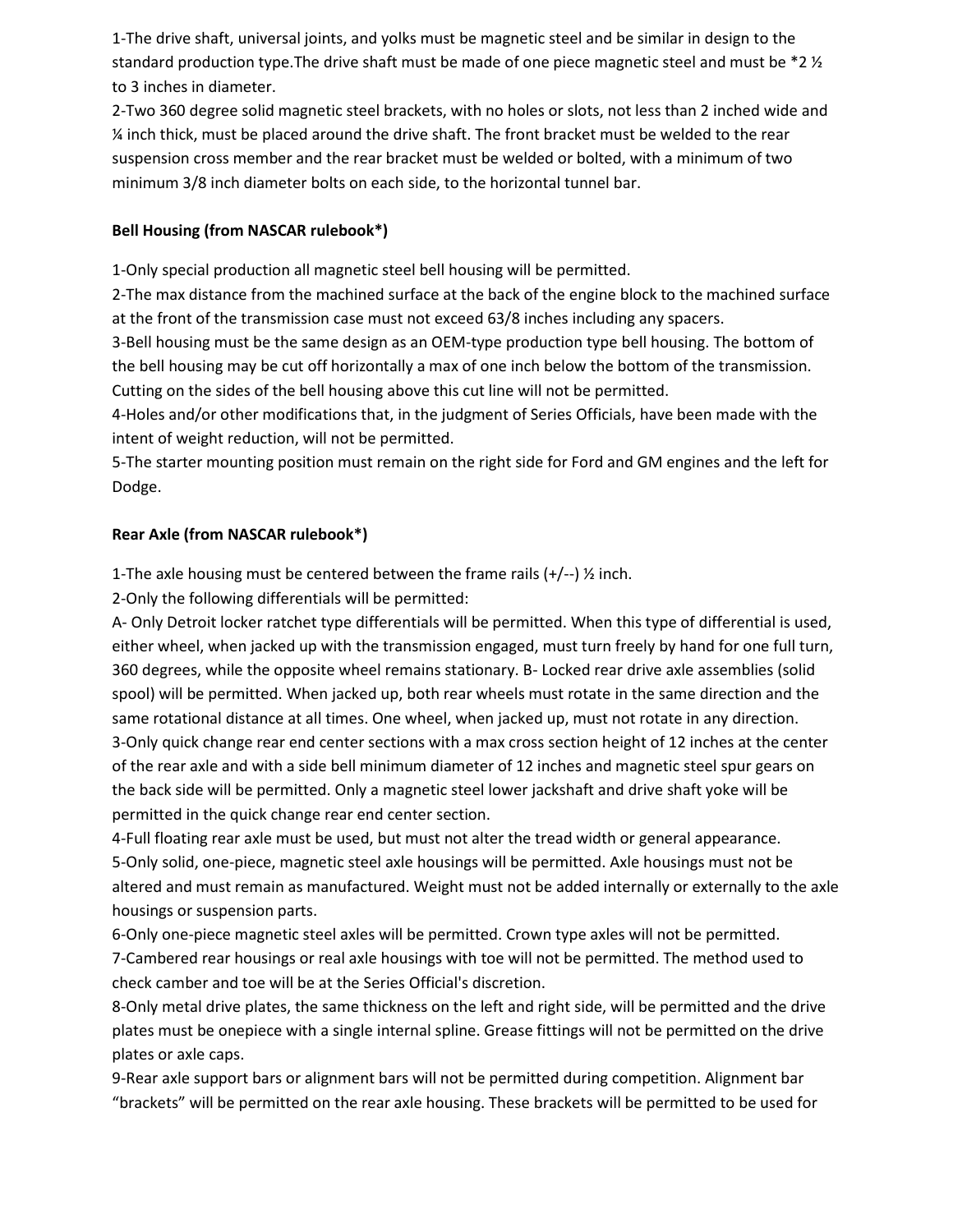1-The drive shaft, universal joints, and yolks must be magnetic steel and be similar in design to the standard production type.The drive shaft must be made of one piece magnetic steel and must be *2 ½ to 3 inches in diameter.
2-Two 360 degree solid magnetic steel brackets, with no holes or slots, not less than 2 inched wide and ¼ inch thick, must be placed around the drive shaft. The front bracket must be welded to the rear suspension cross member and the rear bracket must be welded or bolted, with a minimum of two minimum 3/8 inch diameter bolts on each side, to the horizontal tunnel bar.

**Bell Housing (from NASCAR rulebook*)**

1-Only special production all magnetic steel bell housing will be permitted.
2-The max distance from the machined surface at the back of the engine block to the machined surface at the front of the transmission case must not exceed 63/8 inches including any spacers.
3-Bell housing must be the same design as an OEM-type production type bell housing. The bottom of the bell housing may be cut off horizontally a max of one inch below the bottom of the transmission. Cutting on the sides of the bell housing above this cut line will not be permitted.
4-Holes and/or other modifications that, in the judgment of Series Officials, have been made with the intent of weight reduction, will not be permitted.
5-The starter mounting position must remain on the right side for Ford and GM engines and the left for Dodge.

**Rear Axle (from NASCAR rulebook*)**

1-The axle housing must be centered between the frame rails (+/--) ½ inch.
2-Only the following differentials will be permitted:
A- Only Detroit locker ratchet type differentials will be permitted. When this type of differential is used, either wheel, when jacked up with the transmission engaged, must turn freely by hand for one full turn, 360 degrees, while the opposite wheel remains stationary. B- Locked rear drive axle assemblies (solid spool) will be permitted. When jacked up, both rear wheels must rotate in the same direction and the same rotational distance at all times. One wheel, when jacked up, must not rotate in any direction.
3-Only quick change rear end center sections with a max cross section height of 12 inches at the center of the rear axle and with a side bell minimum diameter of 12 inches and magnetic steel spur gears on the back side will be permitted. Only a magnetic steel lower jackshaft and drive shaft yoke will be permitted in the quick change rear end center section.
4-Full floating rear axle must be used, but must not alter the tread width or general appearance.
5-Only solid, one-piece, magnetic steel axle housings will be permitted. Axle housings must not be altered and must remain as manufactured. Weight must not be added internally or externally to the axle housings or suspension parts.
6-Only one-piece magnetic steel axles will be permitted. Crown type axles will not be permitted.
7-Cambered rear housings or real axle housings with toe will not be permitted. The method used to check camber and toe will be at the Series Official's discretion.
8-Only metal drive plates, the same thickness on the left and right side, will be permitted and the drive plates must be onepiece with a single internal spline. Grease fittings will not be permitted on the drive plates or axle caps.
9-Rear axle support bars or alignment bars will not be permitted during competition. Alignment bar "brackets" will be permitted on the rear axle housing. These brackets will be permitted to be used for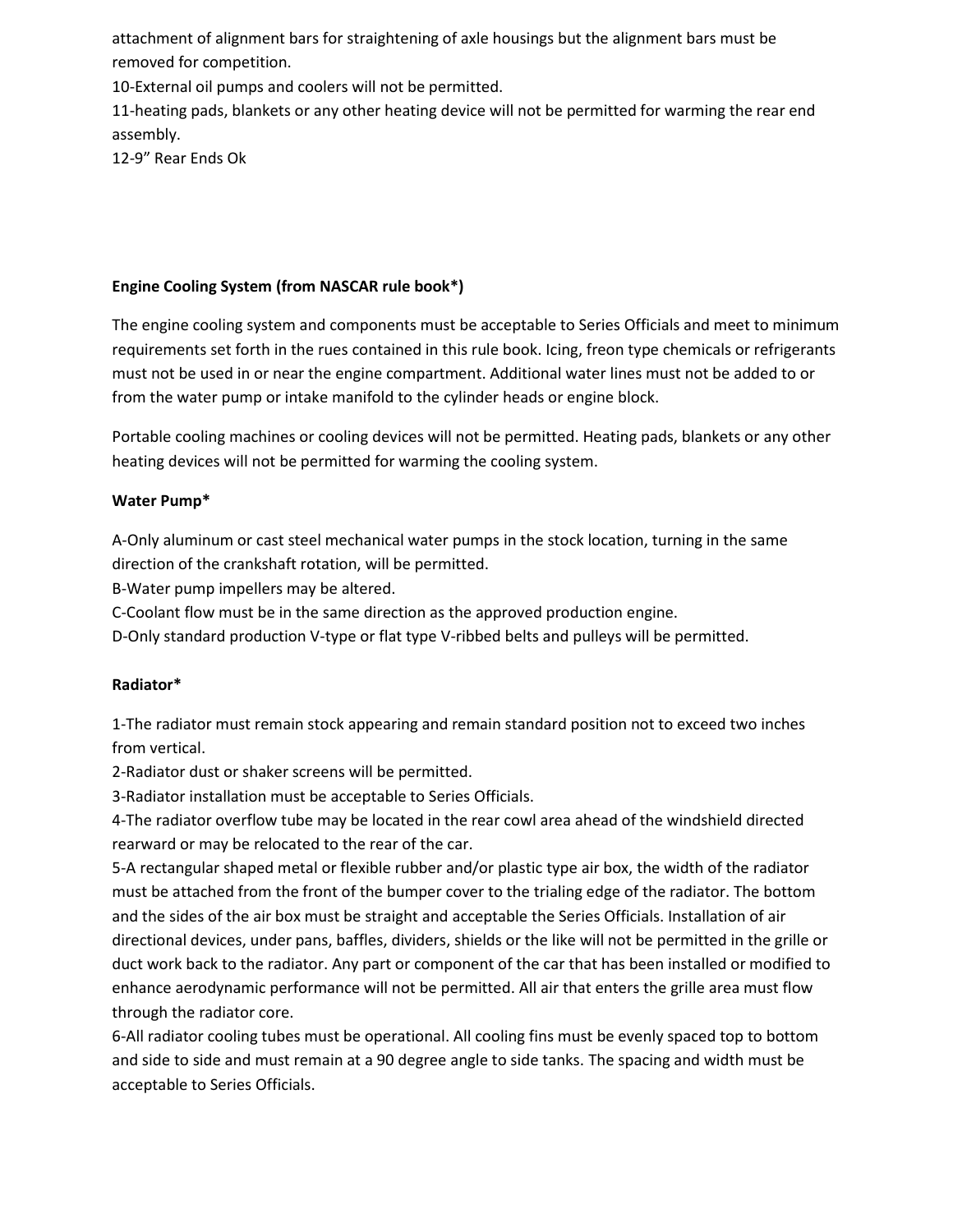attachment of alignment bars for straightening of axle housings but the alignment bars must be removed for competition.

10-External oil pumps and coolers will not be permitted.

11-heating pads, blankets or any other heating device will not be permitted for warming the rear end assembly.

12-9” Rear Ends Ok

**Engine Cooling System (from NASCAR rule book*)**

The engine cooling system and components must be acceptable to Series Officials and meet to minimum requirements set forth in the rues contained in this rule book. Icing, freon type chemicals or refrigerants must not be used in or near the engine compartment. Additional water lines must not be added to or from the water pump or intake manifold to the cylinder heads or engine block.

Portable cooling machines or cooling devices will not be permitted. Heating pads, blankets or any other heating devices will not be permitted for warming the cooling system.

**Water Pump***

A-Only aluminum or cast steel mechanical water pumps in the stock location, turning in the same direction of the crankshaft rotation, will be permitted.

B-Water pump impellers may be altered.

C-Coolant flow must be in the same direction as the approved production engine.

D-Only standard production V-type or flat type V-ribbed belts and pulleys will be permitted.

**Radiator***

1-The radiator must remain stock appearing and remain standard position not to exceed two inches from vertical.

2-Radiator dust or shaker screens will be permitted.

3-Radiator installation must be acceptable to Series Officials.

4-The radiator overflow tube may be located in the rear cowl area ahead of the windshield directed rearward or may be relocated to the rear of the car.

5-A rectangular shaped metal or flexible rubber and/or plastic type air box, the width of the radiator must be attached from the front of the bumper cover to the trialing edge of the radiator. The bottom and the sides of the air box must be straight and acceptable the Series Officials. Installation of air directional devices, under pans, baffles, dividers, shields or the like will not be permitted in the grille or duct work back to the radiator. Any part or component of the car that has been installed or modified to enhance aerodynamic performance will not be permitted. All air that enters the grille area must flow through the radiator core.

6-All radiator cooling tubes must be operational. All cooling fins must be evenly spaced top to bottom and side to side and must remain at a 90 degree angle to side tanks. The spacing and width must be acceptable to Series Officials.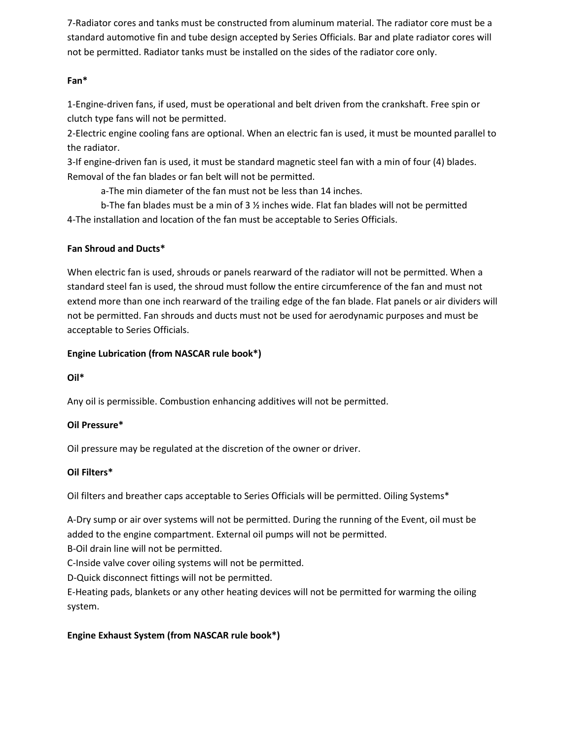7-Radiator cores and tanks must be constructed from aluminum material. The radiator core must be a standard automotive fin and tube design accepted by Series Officials. Bar and plate radiator cores will not be permitted. Radiator tanks must be installed on the sides of the radiator core only.

**Fan***

1-Engine-driven fans, if used, must be operational and belt driven from the crankshaft. Free spin or clutch type fans will not be permitted.
2-Electric engine cooling fans are optional. When an electric fan is used, it must be mounted parallel to the radiator.
3-If engine-driven fan is used, it must be standard magnetic steel fan with a min of four (4) blades. Removal of the fan blades or fan belt will not be permitted.

  a-The min diameter of the fan must not be less than 14 inches.
  b-The fan blades must be a min of 3 ½ inches wide. Flat fan blades will not be permitted

4-The installation and location of the fan must be acceptable to Series Officials.

**Fan Shroud and Ducts***

When electric fan is used, shrouds or panels rearward of the radiator will not be permitted. When a standard steel fan is used, the shroud must follow the entire circumference of the fan and must not extend more than one inch rearward of the trailing edge of the fan blade. Flat panels or air dividers will not be permitted. Fan shrouds and ducts must not be used for aerodynamic purposes and must be acceptable to Series Officials.

**Engine Lubrication (from NASCAR rule book*)**

**Oil***

Any oil is permissible. Combustion enhancing additives will not be permitted.

**Oil Pressure***

Oil pressure may be regulated at the discretion of the owner or driver.

**Oil Filters***

Oil filters and breather caps acceptable to Series Officials will be permitted. Oiling Systems*

A-Dry sump or air over systems will not be permitted. During the running of the Event, oil must be added to the engine compartment. External oil pumps will not be permitted.
B-Oil drain line will not be permitted.
C-Inside valve cover oiling systems will not be permitted.
D-Quick disconnect fittings will not be permitted.
E-Heating pads, blankets or any other heating devices will not be permitted for warming the oiling system.

**Engine Exhaust System (from NASCAR rule book*)**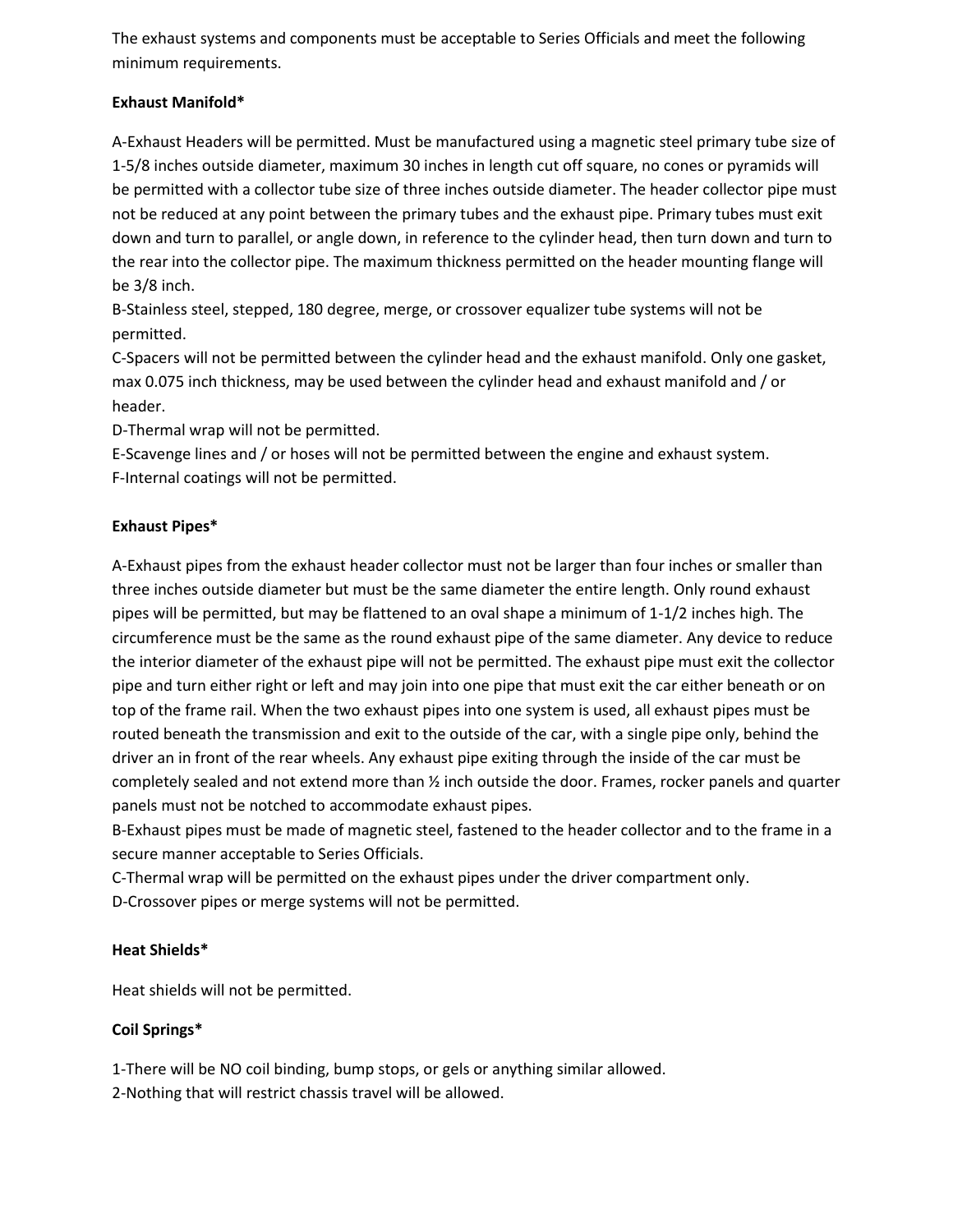The exhaust systems and components must be acceptable to Series Officials and meet the following minimum requirements.

**Exhaust Manifold***

A-Exhaust Headers will be permitted. Must be manufactured using a magnetic steel primary tube size of 1-5/8 inches outside diameter, maximum 30 inches in length cut off square, no cones or pyramids will be permitted with a collector tube size of three inches outside diameter. The header collector pipe must not be reduced at any point between the primary tubes and the exhaust pipe. Primary tubes must exit down and turn to parallel, or angle down, in reference to the cylinder head, then turn down and turn to the rear into the collector pipe. The maximum thickness permitted on the header mounting flange will be 3/8 inch.
B-Stainless steel, stepped, 180 degree, merge, or crossover equalizer tube systems will not be permitted.
C-Spacers will not be permitted between the cylinder head and the exhaust manifold. Only one gasket, max 0.075 inch thickness, may be used between the cylinder head and exhaust manifold and / or header.
D-Thermal wrap will not be permitted.
E-Scavenge lines and / or hoses will not be permitted between the engine and exhaust system.
F-Internal coatings will not be permitted.

**Exhaust Pipes***

A-Exhaust pipes from the exhaust header collector must not be larger than four inches or smaller than three inches outside diameter but must be the same diameter the entire length. Only round exhaust pipes will be permitted, but may be flattened to an oval shape a minimum of 1-1/2 inches high. The circumference must be the same as the round exhaust pipe of the same diameter. Any device to reduce the interior diameter of the exhaust pipe will not be permitted. The exhaust pipe must exit the collector pipe and turn either right or left and may join into one pipe that must exit the car either beneath or on top of the frame rail. When the two exhaust pipes into one system is used, all exhaust pipes must be routed beneath the transmission and exit to the outside of the car, with a single pipe only, behind the driver an in front of the rear wheels. Any exhaust pipe exiting through the inside of the car must be completely sealed and not extend more than ½ inch outside the door. Frames, rocker panels and quarter panels must not be notched to accommodate exhaust pipes.
B-Exhaust pipes must be made of magnetic steel, fastened to the header collector and to the frame in a secure manner acceptable to Series Officials.
C-Thermal wrap will be permitted on the exhaust pipes under the driver compartment only.
D-Crossover pipes or merge systems will not be permitted.

**Heat Shields***

Heat shields will not be permitted.

**Coil Springs***

1-There will be NO coil binding, bump stops, or gels or anything similar allowed.
2-Nothing that will restrict chassis travel will be allowed.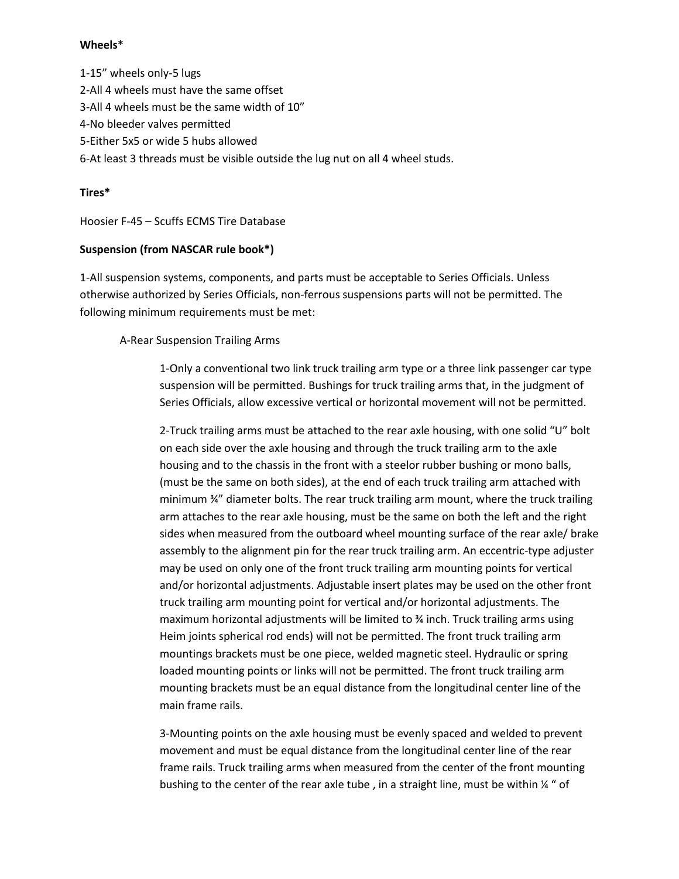**Wheels***

1-15" wheels only-5 lugs
2-All 4 wheels must have the same offset
3-All 4 wheels must be the same width of 10"
4-No bleeder valves permitted
5-Either 5x5 or wide 5 hubs allowed
6-At least 3 threads must be visible outside the lug nut on all 4 wheel studs.

**Tires***

Hoosier F-45 – Scuffs ECMS Tire Database

**Suspension (from NASCAR rule book*)**

1-All suspension systems, components, and parts must be acceptable to Series Officials. Unless otherwise authorized by Series Officials, non-ferrous suspensions parts will not be permitted. The following minimum requirements must be met:

A-Rear Suspension Trailing Arms

1-Only a conventional two link truck trailing arm type or a three link passenger car type suspension will be permitted. Bushings for truck trailing arms that, in the judgment of Series Officials, allow excessive vertical or horizontal movement will not be permitted.

2-Truck trailing arms must be attached to the rear axle housing, with one solid "U" bolt on each side over the axle housing and through the truck trailing arm to the axle housing and to the chassis in the front with a steelor rubber bushing or mono balls, (must be the same on both sides), at the end of each truck trailing arm attached with minimum ¾" diameter bolts. The rear truck trailing arm mount, where the truck trailing arm attaches to the rear axle housing, must be the same on both the left and the right sides when measured from the outboard wheel mounting surface of the rear axle/ brake assembly to the alignment pin for the rear truck trailing arm. An eccentric-type adjuster may be used on only one of the front truck trailing arm mounting points for vertical and/or horizontal adjustments. Adjustable insert plates may be used on the other front truck trailing arm mounting point for vertical and/or horizontal adjustments. The maximum horizontal adjustments will be limited to ¾ inch. Truck trailing arms using Heim joints spherical rod ends) will not be permitted. The front truck trailing arm mountings brackets must be one piece, welded magnetic steel. Hydraulic or spring loaded mounting points or links will not be permitted. The front truck trailing arm mounting brackets must be an equal distance from the longitudinal center line of the main frame rails.

3-Mounting points on the axle housing must be evenly spaced and welded to prevent movement and must be equal distance from the longitudinal center line of the rear frame rails. Truck trailing arms when measured from the center of the front mounting bushing to the center of the rear axle tube , in a straight line, must be within ¼ " of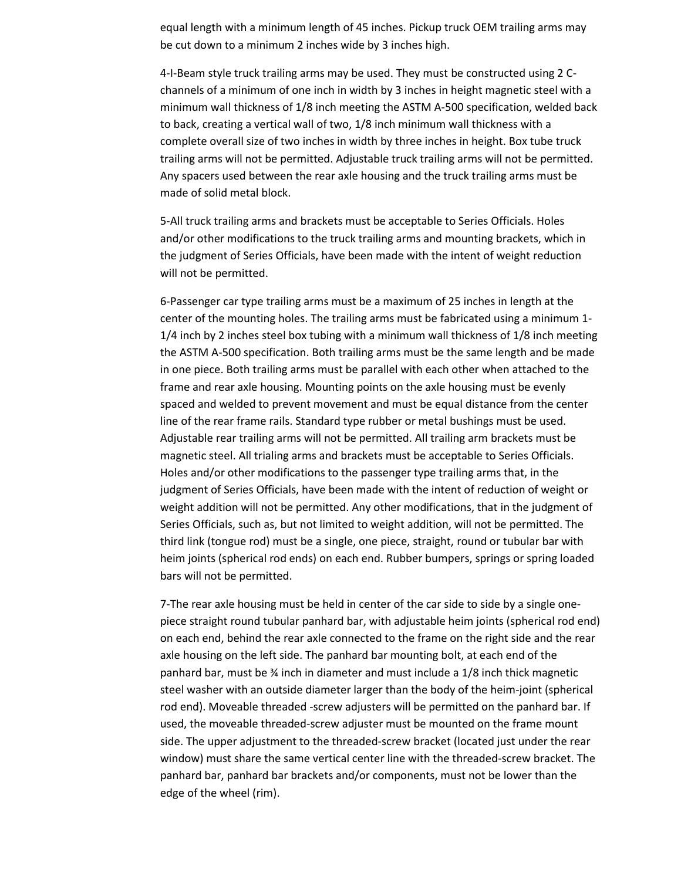equal length with a minimum length of 45 inches. Pickup truck OEM trailing arms may be cut down to a minimum 2 inches wide by 3 inches high.

4-I-Beam style truck trailing arms may be used. They must be constructed using 2 C-channels of a minimum of one inch in width by 3 inches in height magnetic steel with a minimum wall thickness of 1/8 inch meeting the ASTM A-500 specification, welded back to back, creating a vertical wall of two, 1/8 inch minimum wall thickness with a complete overall size of two inches in width by three inches in height. Box tube truck trailing arms will not be permitted. Adjustable truck trailing arms will not be permitted. Any spacers used between the rear axle housing and the truck trailing arms must be made of solid metal block.

5-All truck trailing arms and brackets must be acceptable to Series Officials. Holes and/or other modifications to the truck trailing arms and mounting brackets, which in the judgment of Series Officials, have been made with the intent of weight reduction will not be permitted.

6-Passenger car type trailing arms must be a maximum of 25 inches in length at the center of the mounting holes. The trailing arms must be fabricated using a minimum 1-1/4 inch by 2 inches steel box tubing with a minimum wall thickness of 1/8 inch meeting the ASTM A-500 specification. Both trailing arms must be the same length and be made in one piece. Both trailing arms must be parallel with each other when attached to the frame and rear axle housing. Mounting points on the axle housing must be evenly spaced and welded to prevent movement and must be equal distance from the center line of the rear frame rails. Standard type rubber or metal bushings must be used. Adjustable rear trailing arms will not be permitted. All trailing arm brackets must be magnetic steel. All trialing arms and brackets must be acceptable to Series Officials. Holes and/or other modifications to the passenger type trailing arms that, in the judgment of Series Officials, have been made with the intent of reduction of weight or weight addition will not be permitted. Any other modifications, that in the judgment of Series Officials, such as, but not limited to weight addition, will not be permitted. The third link (tongue rod) must be a single, one piece, straight, round or tubular bar with heim joints (spherical rod ends) on each end. Rubber bumpers, springs or spring loaded bars will not be permitted.

7-The rear axle housing must be held in center of the car side to side by a single one-piece straight round tubular panhard bar, with adjustable heim joints (spherical rod end) on each end, behind the rear axle connected to the frame on the right side and the rear axle housing on the left side. The panhard bar mounting bolt, at each end of the panhard bar, must be ¾ inch in diameter and must include a 1/8 inch thick magnetic steel washer with an outside diameter larger than the body of the heim-joint (spherical rod end). Moveable threaded -screw adjusters will be permitted on the panhard bar. If used, the moveable threaded-screw adjuster must be mounted on the frame mount side. The upper adjustment to the threaded-screw bracket (located just under the rear window) must share the same vertical center line with the threaded-screw bracket. The panhard bar, panhard bar brackets and/or components, must not be lower than the edge of the wheel (rim).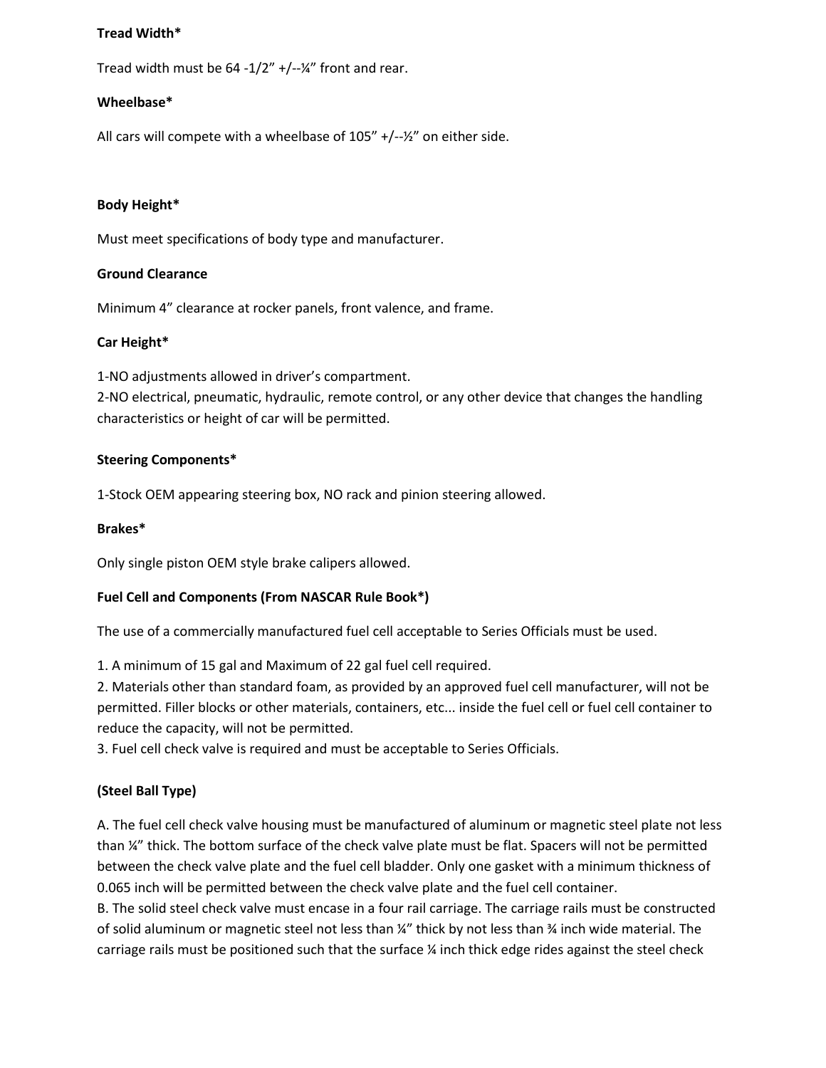**Tread Width***

Tread width must be 64 -1/2” +/--¼” front and rear.

**Wheelbase***

All cars will compete with a wheelbase of 105” +/--½” on either side.

**Body Height***

Must meet specifications of body type and manufacturer.

**Ground Clearance**

Minimum 4” clearance at rocker panels, front valence, and frame.

**Car Height***

1-NO adjustments allowed in driver’s compartment.
2-NO electrical, pneumatic, hydraulic, remote control, or any other device that changes the handling characteristics or height of car will be permitted.

**Steering Components***

1-Stock OEM appearing steering box, NO rack and pinion steering allowed.

**Brakes***

Only single piston OEM style brake calipers allowed.

**Fuel Cell and Components (From NASCAR Rule Book*)**

The use of a commercially manufactured fuel cell acceptable to Series Officials must be used.

1. A minimum of 15 gal and Maximum of 22 gal fuel cell required.
2. Materials other than standard foam, as provided by an approved fuel cell manufacturer, will not be permitted. Filler blocks or other materials, containers, etc... inside the fuel cell or fuel cell container to reduce the capacity, will not be permitted.
3. Fuel cell check valve is required and must be acceptable to Series Officials.

**(Steel Ball Type)**

A. The fuel cell check valve housing must be manufactured of aluminum or magnetic steel plate not less than ¼” thick. The bottom surface of the check valve plate must be flat. Spacers will not be permitted between the check valve plate and the fuel cell bladder. Only one gasket with a minimum thickness of 0.065 inch will be permitted between the check valve plate and the fuel cell container.
B. The solid steel check valve must encase in a four rail carriage. The carriage rails must be constructed of solid aluminum or magnetic steel not less than ¼” thick by not less than ¾ inch wide material. The carriage rails must be positioned such that the surface ¼ inch thick edge rides against the steel check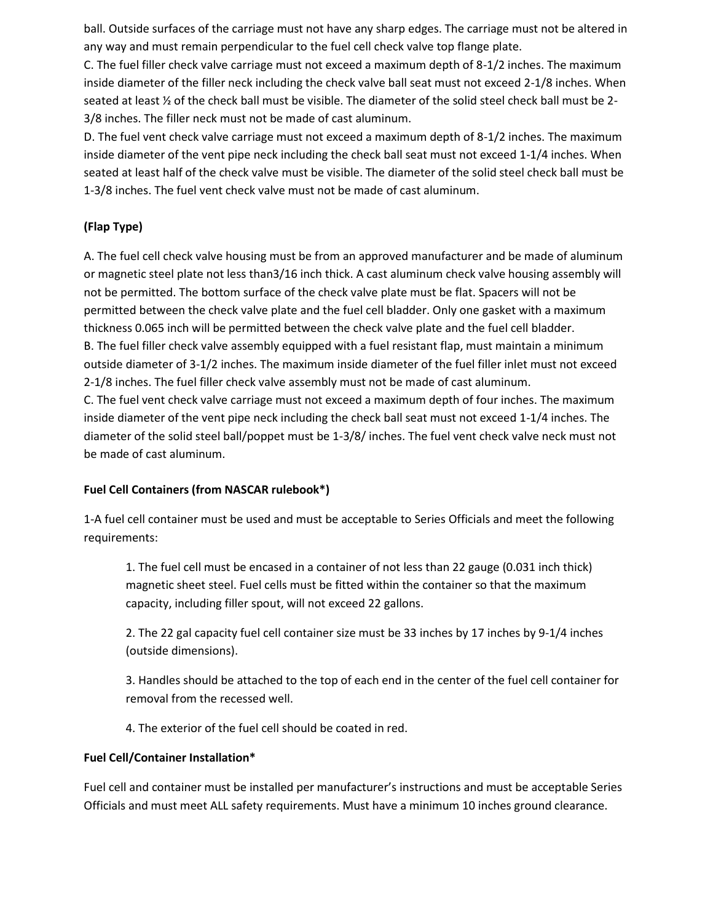ball. Outside surfaces of the carriage must not have any sharp edges. The carriage must not be altered in any way and must remain perpendicular to the fuel cell check valve top flange plate.

C. The fuel filler check valve carriage must not exceed a maximum depth of 8-1/2 inches. The maximum inside diameter of the filler neck including the check valve ball seat must not exceed 2-1/8 inches. When seated at least ½ of the check ball must be visible. The diameter of the solid steel check ball must be 2-3/8 inches. The filler neck must not be made of cast aluminum.

D. The fuel vent check valve carriage must not exceed a maximum depth of 8-1/2 inches. The maximum inside diameter of the vent pipe neck including the check ball seat must not exceed 1-1/4 inches. When seated at least half of the check valve must be visible. The diameter of the solid steel check ball must be 1-3/8 inches. The fuel vent check valve must not be made of cast aluminum.

**(Flap Type)**

A. The fuel cell check valve housing must be from an approved manufacturer and be made of aluminum or magnetic steel plate not less than3/16 inch thick. A cast aluminum check valve housing assembly will not be permitted. The bottom surface of the check valve plate must be flat. Spacers will not be permitted between the check valve plate and the fuel cell bladder. Only one gasket with a maximum thickness 0.065 inch will be permitted between the check valve plate and the fuel cell bladder.

B. The fuel filler check valve assembly equipped with a fuel resistant flap, must maintain a minimum outside diameter of 3-1/2 inches. The maximum inside diameter of the fuel filler inlet must not exceed 2-1/8 inches. The fuel filler check valve assembly must not be made of cast aluminum.

C. The fuel vent check valve carriage must not exceed a maximum depth of four inches. The maximum inside diameter of the vent pipe neck including the check ball seat must not exceed 1-1/4 inches. The diameter of the solid steel ball/poppet must be 1-3/8/ inches. The fuel vent check valve neck must not be made of cast aluminum.

**Fuel Cell Containers (from NASCAR rulebook*)**

1-A fuel cell container must be used and must be acceptable to Series Officials and meet the following requirements:

> 1. The fuel cell must be encased in a container of not less than 22 gauge (0.031 inch thick) magnetic sheet steel. Fuel cells must be fitted within the container so that the maximum capacity, including filler spout, will not exceed 22 gallons.
>
> 2. The 22 gal capacity fuel cell container size must be 33 inches by 17 inches by 9-1/4 inches (outside dimensions).
>
> 3. Handles should be attached to the top of each end in the center of the fuel cell container for removal from the recessed well.
>
> 4. The exterior of the fuel cell should be coated in red.

**Fuel Cell/Container Installation***

Fuel cell and container must be installed per manufacturer's instructions and must be acceptable Series Officials and must meet ALL safety requirements. Must have a minimum 10 inches ground clearance.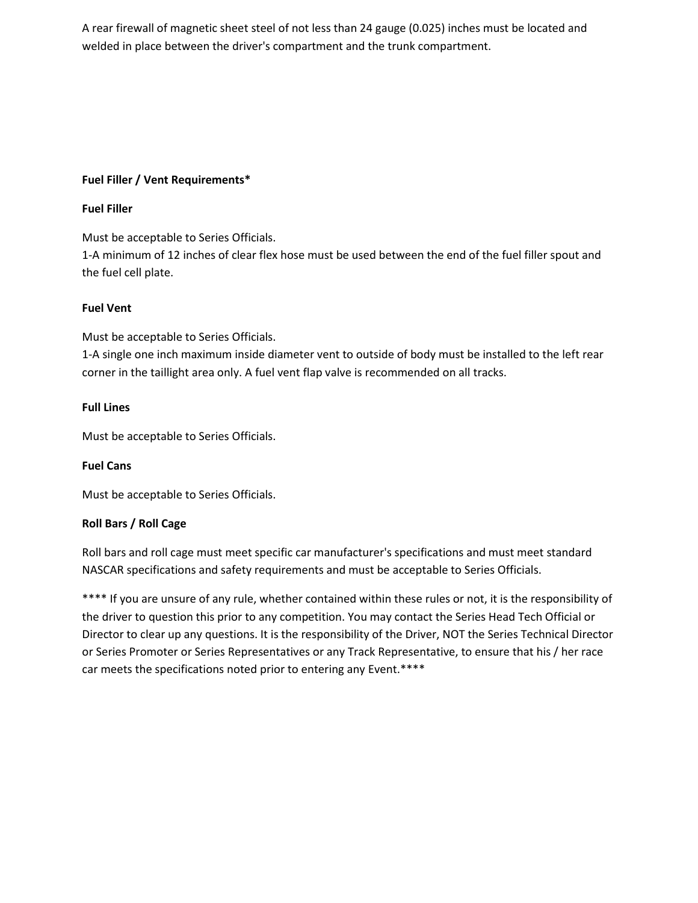A rear firewall of magnetic sheet steel of not less than 24 gauge (0.025) inches must be located and welded in place between the driver's compartment and the trunk compartment.

**Fuel Filler / Vent Requirements***

**Fuel Filler**

Must be acceptable to Series Officials.
1-A minimum of 12 inches of clear flex hose must be used between the end of the fuel filler spout and the fuel cell plate.

**Fuel Vent**

Must be acceptable to Series Officials.
1-A single one inch maximum inside diameter vent to outside of body must be installed to the left rear corner in the taillight area only. A fuel vent flap valve is recommended on all tracks.

**Full Lines**

Must be acceptable to Series Officials.

**Fuel Cans**

Must be acceptable to Series Officials.

**Roll Bars / Roll Cage**

Roll bars and roll cage must meet specific car manufacturer's specifications and must meet standard NASCAR specifications and safety requirements and must be acceptable to Series Officials.

**** If you are unsure of any rule, whether contained within these rules or not, it is the responsibility of the driver to question this prior to any competition. You may contact the Series Head Tech Official or Director to clear up any questions. It is the responsibility of the Driver, NOT the Series Technical Director or Series Promoter or Series Representatives or any Track Representative, to ensure that his / her race car meets the specifications noted prior to entering any Event.****